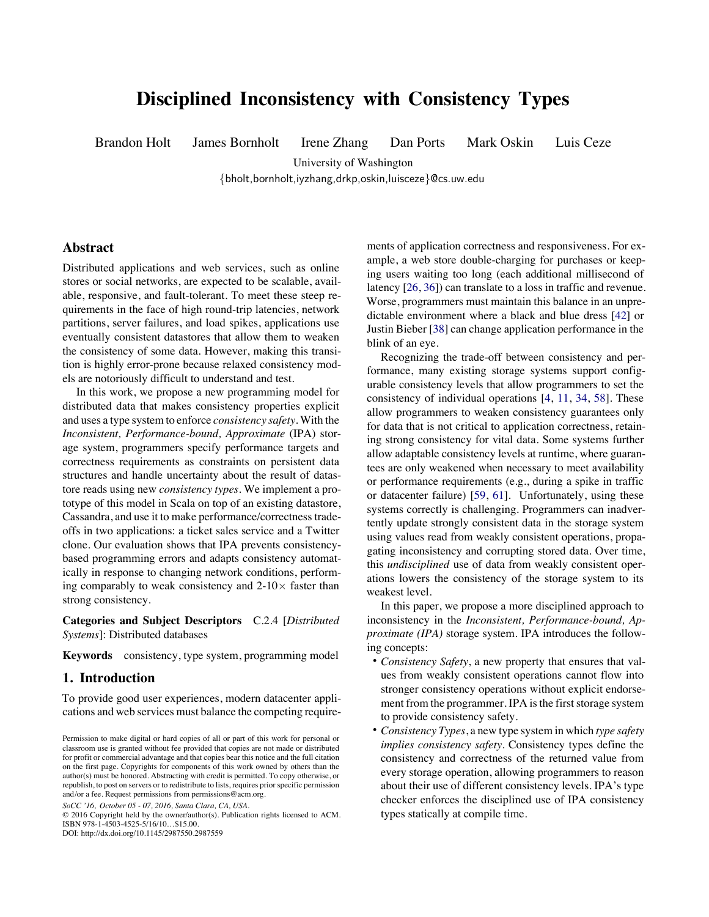# Disciplined Inconsistency with Consistency Types

Brandon Holt James Bornholt Irene Zhang Dan Ports Mark Oskin Luis Ceze

University of Washington

{bholt,bornholt,iyzhang,drkp,oskin,luisceze}@cs.uw.edu

## Abstract

Distributed applications and web services, such as online stores or social networks, are expected to be scalable, available, responsive, and fault-tolerant. To meet these steep requirements in the face of high round-trip latencies, network partitions, server failures, and load spikes, applications use eventually consistent datastores that allow them to weaken the consistency of some data. However, making this transition is highly error-prone because relaxed consistency models are notoriously difficult to understand and test.

In this work, we propose a new programming model for distributed data that makes consistency properties explicit and uses a type system to enforce *consistency safety*. With the *Inconsistent, Performance-bound, Approximate* (IPA) storage system, programmers specify performance targets and correctness requirements as constraints on persistent data structures and handle uncertainty about the result of datastore reads using new *consistency types*. We implement a prototype of this model in Scala on top of an existing datastore, Cassandra, and use it to make performance/correctness tradeoffs in two applications: a ticket sales service and a Twitter clone. Our evaluation shows that IPA prevents consistency-based programming errors and adapts consistency automatically in response to changing network conditions, performing comparably to weak consistency and 2-10$\times$ faster than strong consistency.

**Categories and Subject Descriptors** C.2.4 [*Distributed Systems*]: Distributed databases

**Keywords** consistency, type system, programming model

## 1. Introduction

To provide good user experiences, modern datacenter applications and web services must balance the competing requirements of application correctness and responsiveness. For example, a web store double-charging for purchases or keeping users waiting too long (each additional millisecond of latency [26, 36]) can translate to a loss in traffic and revenue. Worse, programmers must maintain this balance in an unpredictable environment where a black and blue dress [42] or Justin Bieber [38] can change application performance in the blink of an eye.

Recognizing the trade-off between consistency and performance, many existing storage systems support configurable consistency levels that allow programmers to set the consistency of individual operations [4, 11, 34, 58]. These allow programmers to weaken consistency guarantees only for data that is not critical to application correctness, retaining strong consistency for vital data. Some systems further allow adaptable consistency levels at runtime, where guarantees are only weakened when necessary to meet availability or performance requirements (e.g., during a spike in traffic or datacenter failure) [59, 61]. Unfortunately, using these systems correctly is challenging. Programmers can inadvertently update strongly consistent data in the storage system using values read from weakly consistent operations, propagating inconsistency and corrupting stored data. Over time, this *undisciplined* use of data from weakly consistent operations lowers the consistency of the storage system to its weakest level.

In this paper, we propose a more disciplined approach to inconsistency in the *Inconsistent, Performance-bound, Approximate (IPA)* storage system. IPA introduces the following concepts:

- *Consistency Safety*, a new property that ensures that values from weakly consistent operations cannot flow into stronger consistency operations without explicit endorsement from the programmer. IPA is the first storage system to provide consistency safety.
- *Consistency Types*, a new type system in which *type safety implies consistency safety*. Consistency types define the consistency and correctness of the returned value from every storage operation, allowing programmers to reason about their use of different consistency levels. IPA's type checker enforces the disciplined use of IPA consistency types statically at compile time.

Permission to make digital or hard copies of all or part of this work for personal or classroom use is granted without fee provided that copies are not made or distributed for profit or commercial advantage and that copies bear this notice and the full citation on the first page. Copyrights for components of this work owned by others than the author(s) must be honored. Abstracting with credit is permitted. To copy otherwise, or republish, to post on servers or to redistribute to lists, requires prior specific permission and/or a fee. Request permissions from permissions@acm.org.

SoCC '16, October 05 - 07, 2016, Santa Clara, CA, USA.
© 2016 Copyright held by the owner/author(s). Publication rights licensed to ACM. ISBN 978-1-4503-4525-5/16/10...$15.00.
DOI: http://dx.doi.org/10.1145/2987550.2987559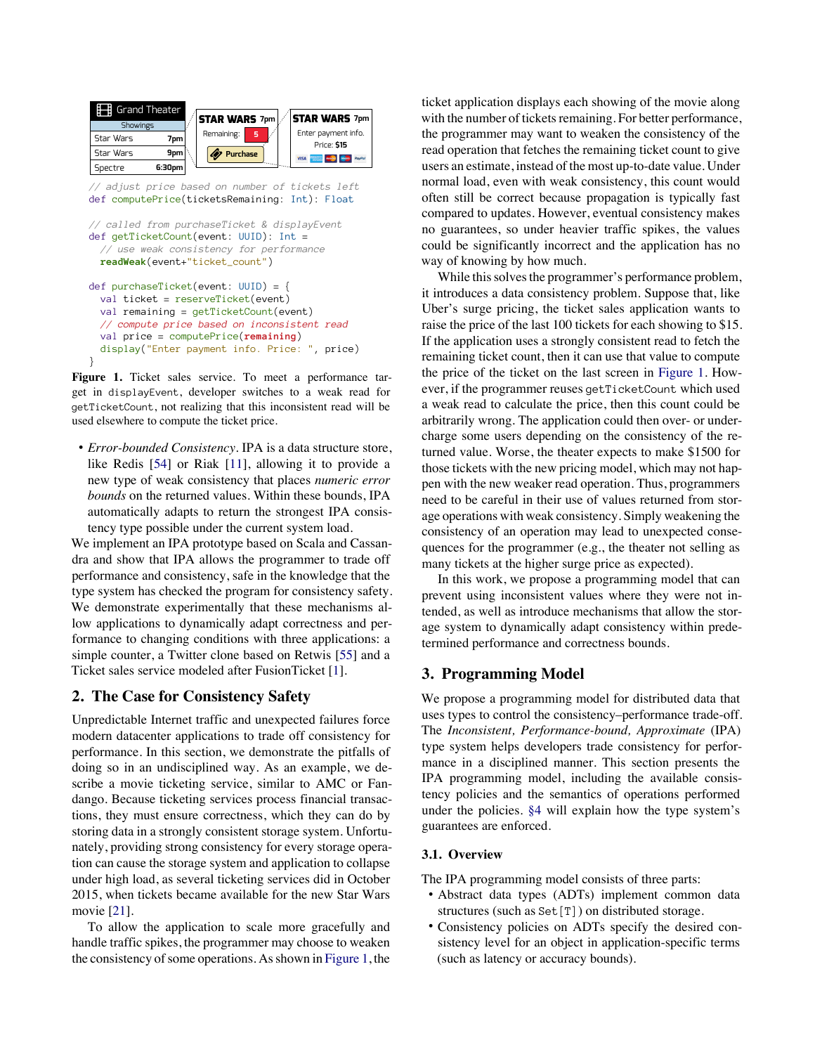```
// adjust price based on number of tickets left
def computePrice(ticketsRemaining: Int): Float

// called from purchaseTicket & displayEvent
def getTicketCount(event: UUID): Int =
  // use weak consistency for performance
  readWeak(event+"ticket_count")

def purchaseTicket(event: UUID) = {
  val ticket = reserveTicket(event)
  val remaining = getTicketCount(event)
  // compute price based on inconsistent read
  val price = computePrice(remaining)
  display("Enter payment info. Price: ", price)
}
```

**Figure 1.** Ticket sales service. To meet a performance target in `displayEvent`, developer switches to a weak read for `getTicketCount`, not realizing that this inconsistent read will be used elsewhere to compute the ticket price.

- *Error-bounded Consistency*. IPA is a data structure store, like Redis [54] or Riak [11], allowing it to provide a new type of weak consistency that places *numeric error bounds* on the returned values. Within these bounds, IPA automatically adapts to return the strongest IPA consistency type possible under the current system load.

We implement an IPA prototype based on Scala and Cassandra and show that IPA allows the programmer to trade off performance and consistency, safe in the knowledge that the type system has checked the program for consistency safety. We demonstrate experimentally that these mechanisms allow applications to dynamically adapt correctness and performance to changing conditions with three applications: a simple counter, a Twitter clone based on Retwis [55] and a Ticket sales service modeled after FusionTicket [1].

## 2. The Case for Consistency Safety

Unpredictable Internet traffic and unexpected failures force modern datacenter applications to trade off consistency for performance. In this section, we demonstrate the pitfalls of doing so in an undisciplined way. As an example, we describe a movie ticketing service, similar to AMC or Fandango. Because ticketing services process financial transactions, they must ensure correctness, which they can do by storing data in a strongly consistent storage system. Unfortunately, providing strong consistency for every storage operation can cause the storage system and application to collapse under high load, as several ticketing services did in October 2015, when tickets became available for the new Star Wars movie [21].

To allow the application to scale more gracefully and handle traffic spikes, the programmer may choose to weaken the consistency of some operations. As shown in Figure 1, the ticket application displays each showing of the movie along with the number of tickets remaining. For better performance, the programmer may want to weaken the consistency of the read operation that fetches the remaining ticket count to give users an estimate, instead of the most up-to-date value. Under normal load, even with weak consistency, this count would often still be correct because propagation is typically fast compared to updates. However, eventual consistency makes no guarantees, so under heavier traffic spikes, the values could be significantly incorrect and the application has no way of knowing by how much.

While this solves the programmer's performance problem, it introduces a data consistency problem. Suppose that, like Uber's surge pricing, the ticket sales application wants to raise the price of the last 100 tickets for each showing to $15. If the application uses a strongly consistent read to fetch the remaining ticket count, then it can use that value to compute the price of the ticket on the last screen in Figure 1. However, if the programmer reuses `getTicketCount` which used a weak read to calculate the price, then this count could be arbitrarily wrong. The application could then over- or undercharge some users depending on the consistency of the returned value. Worse, the theater expects to make $1500 for those tickets with the new pricing model, which may not happen with the new weaker read operation. Thus, programmers need to be careful in their use of values returned from storage operations with weak consistency. Simply weakening the consistency of an operation may lead to unexpected consequences for the programmer (e.g., the theater not selling as many tickets at the higher surge price as expected).

In this work, we propose a programming model that can prevent using inconsistent values where they were not intended, as well as introduce mechanisms that allow the storage system to dynamically adapt consistency within predetermined performance and correctness bounds.

## 3. Programming Model

We propose a programming model for distributed data that uses types to control the consistency–performance trade-off. The *Inconsistent, Performance-bound, Approximate* (IPA) type system helps developers trade consistency for performance in a disciplined manner. This section presents the IPA programming model, including the available consistency policies and the semantics of operations performed under the policies. §4 will explain how the type system's guarantees are enforced.

### 3.1. Overview

The IPA programming model consists of three parts:

- Abstract data types (ADTs) implement common data structures (such as `Set[T]`) on distributed storage.
- Consistency policies on ADTs specify the desired consistency level for an object in application-specific terms (such as latency or accuracy bounds).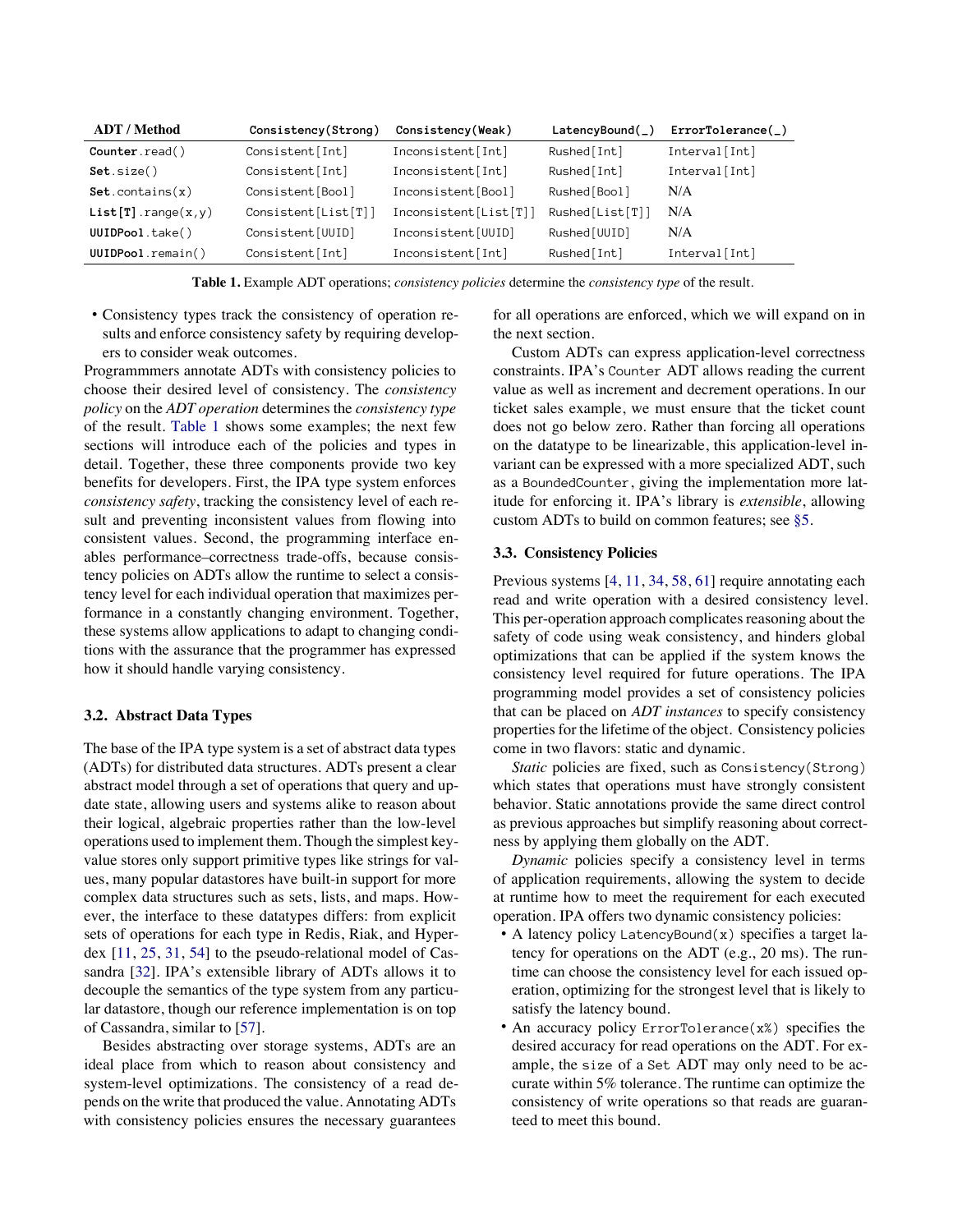| ADT / Method | Consistency(Strong) | Consistency(Weak) | LatencyBound(_) | ErrorTolerance(_) |
|---|---|---|---|---|
| **Counter**.read() | Consistent[Int] | Inconsistent[Int] | Rushed[Int] | Interval[Int] |
| **Set**.size() | Consistent[Int] | Inconsistent[Int] | Rushed[Int] | Interval[Int] |
| **Set**.contains(x) | Consistent[Bool] | Inconsistent[Bool] | Rushed[Bool] | N/A |
| **List[T]**.range(x,y) | Consistent[List[T]] | Inconsistent[List[T]] | Rushed[List[T]] | N/A |
| **UUIDPool**.take() | Consistent[UUID] | Inconsistent[UUID] | Rushed[UUID] | N/A |
| **UUIDPool**.remain() | Consistent[Int] | Inconsistent[Int] | Rushed[Int] | Interval[Int] |

**Table 1.** Example ADT operations; *consistency policies* determine the *consistency type* of the result.

- Consistency types track the consistency of operation results and enforce consistency safety by requiring developers to consider weak outcomes.

Programmmers annotate ADTs with consistency policies to choose their desired level of consistency. The *consistency policy* on the *ADT operation* determines the *consistency type* of the result. Table 1 shows some examples; the next few sections will introduce each of the policies and types in detail. Together, these three components provide two key benefits for developers. First, the IPA type system enforces *consistency safety*, tracking the consistency level of each result and preventing inconsistent values from flowing into consistent values. Second, the programming interface enables performance–correctness trade-offs, because consistency policies on ADTs allow the runtime to select a consistency level for each individual operation that maximizes performance in a constantly changing environment. Together, these systems allow applications to adapt to changing conditions with the assurance that the programmer has expressed how it should handle varying consistency.

### 3.2. Abstract Data Types

The base of the IPA type system is a set of abstract data types (ADTs) for distributed data structures. ADTs present a clear abstract model through a set of operations that query and update state, allowing users and systems alike to reason about their logical, algebraic properties rather than the low-level operations used to implement them. Though the simplest key-value stores only support primitive types like strings for values, many popular datastores have built-in support for more complex data structures such as sets, lists, and maps. However, the interface to these datatypes differs: from explicit sets of operations for each type in Redis, Riak, and Hyperdex [11, 25, 31, 54] to the pseudo-relational model of Cassandra [32]. IPA's extensible library of ADTs allows it to decouple the semantics of the type system from any particular datastore, though our reference implementation is on top of Cassandra, similar to [57].

Besides abstracting over storage systems, ADTs are an ideal place from which to reason about consistency and system-level optimizations. The consistency of a read depends on the write that produced the value. Annotating ADTs with consistency policies ensures the necessary guarantees for all operations are enforced, which we will expand on in the next section.

Custom ADTs can express application-level correctness constraints. IPA's `Counter` ADT allows reading the current value as well as increment and decrement operations. In our ticket sales example, we must ensure that the ticket count does not go below zero. Rather than forcing all operations on the datatype to be linearizable, this application-level invariant can be expressed with a more specialized ADT, such as a `BoundedCounter`, giving the implementation more latitude for enforcing it. IPA's library is *extensible*, allowing custom ADTs to build on common features; see §5.

### 3.3. Consistency Policies

Previous systems [4, 11, 34, 58, 61] require annotating each read and write operation with a desired consistency level. This per-operation approach complicates reasoning about the safety of code using weak consistency, and hinders global optimizations that can be applied if the system knows the consistency level required for future operations. The IPA programming model provides a set of consistency policies that can be placed on *ADT instances* to specify consistency properties for the lifetime of the object. Consistency policies come in two flavors: static and dynamic.

*Static* policies are fixed, such as `Consistency(Strong)` which states that operations must have strongly consistent behavior. Static annotations provide the same direct control as previous approaches but simplify reasoning about correctness by applying them globally on the ADT.

*Dynamic* policies specify a consistency level in terms of application requirements, allowing the system to decide at runtime how to meet the requirement for each executed operation. IPA offers two dynamic consistency policies:

- A latency policy `LatencyBound(x)` specifies a target latency for operations on the ADT (e.g., 20 ms). The runtime can choose the consistency level for each issued operation, optimizing for the strongest level that is likely to satisfy the latency bound.
- An accuracy policy `ErrorTolerance(x%)` specifies the desired accuracy for read operations on the ADT. For example, the `size` of a `Set` ADT may only need to be accurate within 5% tolerance. The runtime can optimize the consistency of write operations so that reads are guaranteed to meet this bound.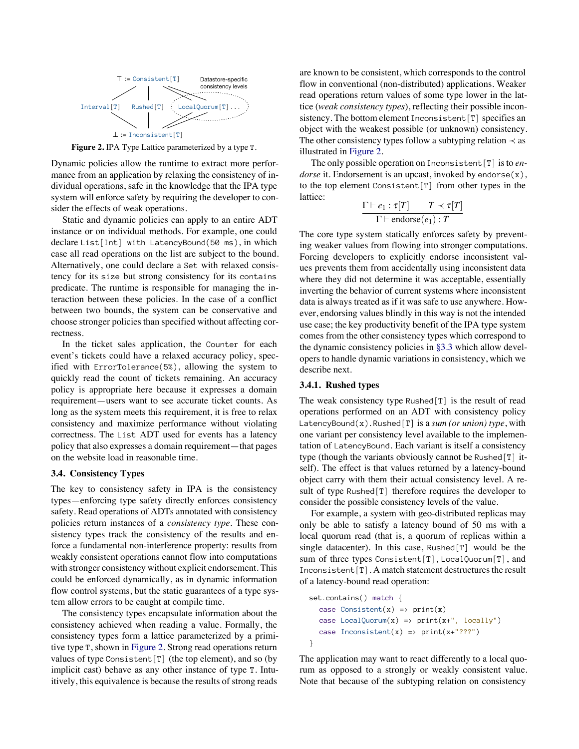⊤ := Consistent[T]

Interval[T] Rushed[T] LocalQuorum[T]... Datastore-specific consistency levels

⊥ := Inconsistent[T]

**Figure 2.** IPA Type Lattice parameterized by a type T.

Dynamic policies allow the runtime to extract more performance from an application by relaxing the consistency of individual operations, safe in the knowledge that the IPA type system will enforce safety by requiring the developer to consider the effects of weak operations.

Static and dynamic policies can apply to an entire ADT instance or on individual methods. For example, one could declare `List[Int] with LatencyBound(50 ms)`, in which case all read operations on the list are subject to the bound. Alternatively, one could declare a `Set` with relaxed consistency for its `size` but strong consistency for its `contains` predicate. The runtime is responsible for managing the interaction between these policies. In the case of a conflict between two bounds, the system can be conservative and choose stronger policies than specified without affecting correctness.

In the ticket sales application, the `Counter` for each event's tickets could have a relaxed accuracy policy, specified with `ErrorTolerance(5%)`, allowing the system to quickly read the count of tickets remaining. An accuracy policy is appropriate here because it expresses a domain requirement—users want to see accurate ticket counts. As long as the system meets this requirement, it is free to relax consistency and maximize performance without violating correctness. The `List` ADT used for events has a latency policy that also expresses a domain requirement—that pages on the website load in reasonable time.

### 3.4. Consistency Types

The key to consistency safety in IPA is the consistency types—enforcing type safety directly enforces consistency safety. Read operations of ADTs annotated with consistency policies return instances of a *consistency type*. These consistency types track the consistency of the results and enforce a fundamental non-interference property: results from weakly consistent operations cannot flow into computations with stronger consistency without explicit endorsement. This could be enforced dynamically, as in dynamic information flow control systems, but the static guarantees of a type system allow errors to be caught at compile time.

The consistency types encapsulate information about the consistency achieved when reading a value. Formally, the consistency types form a lattice parameterized by a primitive type `T`, shown in Figure 2. Strong read operations return values of type `Consistent[T]` (the top element), and so (by implicit cast) behave as any other instance of type `T`. Intuitively, this equivalence is because the results of strong reads are known to be consistent, which corresponds to the control flow in conventional (non-distributed) applications. Weaker read operations return values of some type lower in the lattice (*weak consistency types*), reflecting their possible inconsistency. The bottom element `Inconsistent[T]` specifies an object with the weakest possible (or unknown) consistency. The other consistency types follow a subtyping relation $\prec$ as illustrated in Figure 2.

The only possible operation on `Inconsistent[T]` is to *endorse* it. Endorsement is an upcast, invoked by `endorse(x)`, to the top element `Consistent[T]` from other types in the lattice:

$$\frac{\Gamma \vdash e_1 : \tau[T] \qquad T \prec \tau[T]}{\Gamma \vdash \text{endorse}(e_1) : T}$$

The core type system statically enforces safety by preventing weaker values from flowing into stronger computations. Forcing developers to explicitly endorse inconsistent values prevents them from accidentally using inconsistent data where they did not determine it was acceptable, essentially inverting the behavior of current systems where inconsistent data is always treated as if it was safe to use anywhere. However, endorsing values blindly in this way is not the intended use case; the key productivity benefit of the IPA type system comes from the other consistency types which correspond to the dynamic consistency policies in §3.3 which allow developers to handle dynamic variations in consistency, which we describe next.

#### 3.4.1. Rushed types

The weak consistency type `Rushed[T]` is the result of read operations performed on an ADT with consistency policy `LatencyBound(x)`. `Rushed[T]` is a *sum (or union) type*, with one variant per consistency level available to the implementation of `LatencyBound`. Each variant is itself a consistency type (though the variants obviously cannot be `Rushed[T]` itself). The effect is that values returned by a latency-bound object carry with them their actual consistency level. A result of type `Rushed[T]` therefore requires the developer to consider the possible consistency levels of the value.

For example, a system with geo-distributed replicas may only be able to satisfy a latency bound of 50 ms with a local quorum read (that is, a quorum of replicas within a single datacenter). In this case, `Rushed[T]` would be the sum of three types `Consistent[T]`, `LocalQuorum[T]`, and `Inconsistent[T]`. A match statement destructures the result of a latency-bound read operation:

```
set.contains() match {
  case Consistent(x) => print(x)
  case LocalQuorum(x) => print(x+", locally")
  case Inconsistent(x) => print(x+"???")
}
```

The application may want to react differently to a local quorum as opposed to a strongly or weakly consistent value. Note that because of the subtyping relation on consistency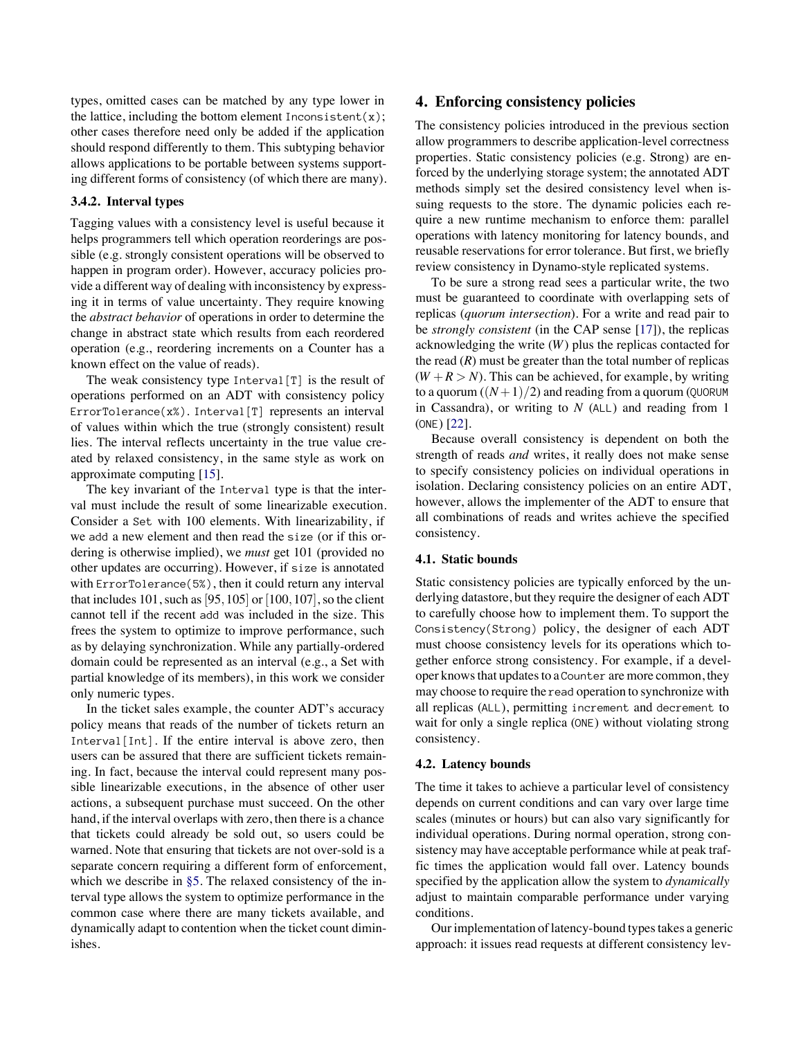types, omitted cases can be matched by any type lower in the lattice, including the bottom element `Inconsistent(x)`; other cases therefore need only be added if the application should respond differently to them. This subtyping behavior allows applications to be portable between systems supporting different forms of consistency (of which there are many).

### 3.4.2. Interval types

Tagging values with a consistency level is useful because it helps programmers tell which operation reorderings are possible (e.g. strongly consistent operations will be observed to happen in program order). However, accuracy policies provide a different way of dealing with inconsistency by expressing it in terms of value uncertainty. They require knowing the *abstract behavior* of operations in order to determine the change in abstract state which results from each reordered operation (e.g., reordering increments on a Counter has a known effect on the value of reads).

The weak consistency type `Interval[T]` is the result of operations performed on an ADT with consistency policy `ErrorTolerance(x%)`. `Interval[T]` represents an interval of values within which the true (strongly consistent) result lies. The interval reflects uncertainty in the true value created by relaxed consistency, in the same style as work on approximate computing [15].

The key invariant of the `Interval` type is that the interval must include the result of some linearizable execution. Consider a `Set` with 100 elements. With linearizability, if we `add` a new element and then read the `size` (or if this ordering is otherwise implied), we *must* get 101 (provided no other updates are occurring). However, if `size` is annotated with `ErrorTolerance(5%)`, then it could return any interval that includes 101, such as $[95, 105]$ or $[100, 107]$, so the client cannot tell if the recent `add` was included in the size. This frees the system to optimize to improve performance, such as by delaying synchronization. While any partially-ordered domain could be represented as an interval (e.g., a Set with partial knowledge of its members), in this work we consider only numeric types.

In the ticket sales example, the counter ADT's accuracy policy means that reads of the number of tickets return an `Interval[Int]`. If the entire interval is above zero, then users can be assured that there are sufficient tickets remaining. In fact, because the interval could represent many possible linearizable executions, in the absence of other user actions, a subsequent purchase must succeed. On the other hand, if the interval overlaps with zero, then there is a chance that tickets could already be sold out, so users could be warned. Note that ensuring that tickets are not over-sold is a separate concern requiring a different form of enforcement, which we describe in §5. The relaxed consistency of the interval type allows the system to optimize performance in the common case where there are many tickets available, and dynamically adapt to contention when the ticket count diminishes.

## 4. Enforcing consistency policies

The consistency policies introduced in the previous section allow programmers to describe application-level correctness properties. Static consistency policies (e.g. Strong) are enforced by the underlying storage system; the annotated ADT methods simply set the desired consistency level when issuing requests to the store. The dynamic policies each require a new runtime mechanism to enforce them: parallel operations with latency monitoring for latency bounds, and reusable reservations for error tolerance. But first, we briefly review consistency in Dynamo-style replicated systems.

To be sure a strong read sees a particular write, the two must be guaranteed to coordinate with overlapping sets of replicas (*quorum intersection*). For a write and read pair to be *strongly consistent* (in the CAP sense [17]), the replicas acknowledging the write ($W$) plus the replicas contacted for the read ($R$) must be greater than the total number of replicas ($W + R > N$). This can be achieved, for example, by writing to a quorum ($(N+1)/2$) and reading from a quorum (`QUORUM` in Cassandra), or writing to $N$ (`ALL`) and reading from 1 (`ONE`) [22].

Because overall consistency is dependent on both the strength of reads *and* writes, it really does not make sense to specify consistency policies on individual operations in isolation. Declaring consistency policies on an entire ADT, however, allows the implementer of the ADT to ensure that all combinations of reads and writes achieve the specified consistency.

### 4.1. Static bounds

Static consistency policies are typically enforced by the underlying datastore, but they require the designer of each ADT to carefully choose how to implement them. To support the `Consistency(Strong)` policy, the designer of each ADT must choose consistency levels for its operations which together enforce strong consistency. For example, if a developer knows that updates to a `Counter` are more common, they may choose to require the `read` operation to synchronize with all replicas (`ALL`), permitting `increment` and `decrement` to wait for only a single replica (`ONE`) without violating strong consistency.

### 4.2. Latency bounds

The time it takes to achieve a particular level of consistency depends on current conditions and can vary over large time scales (minutes or hours) but can also vary significantly for individual operations. During normal operation, strong consistency may have acceptable performance while at peak traffic times the application would fall over. Latency bounds specified by the application allow the system to *dynamically* adjust to maintain comparable performance under varying conditions.

Our implementation of latency-bound types takes a generic approach: it issues read requests at different consistency lev-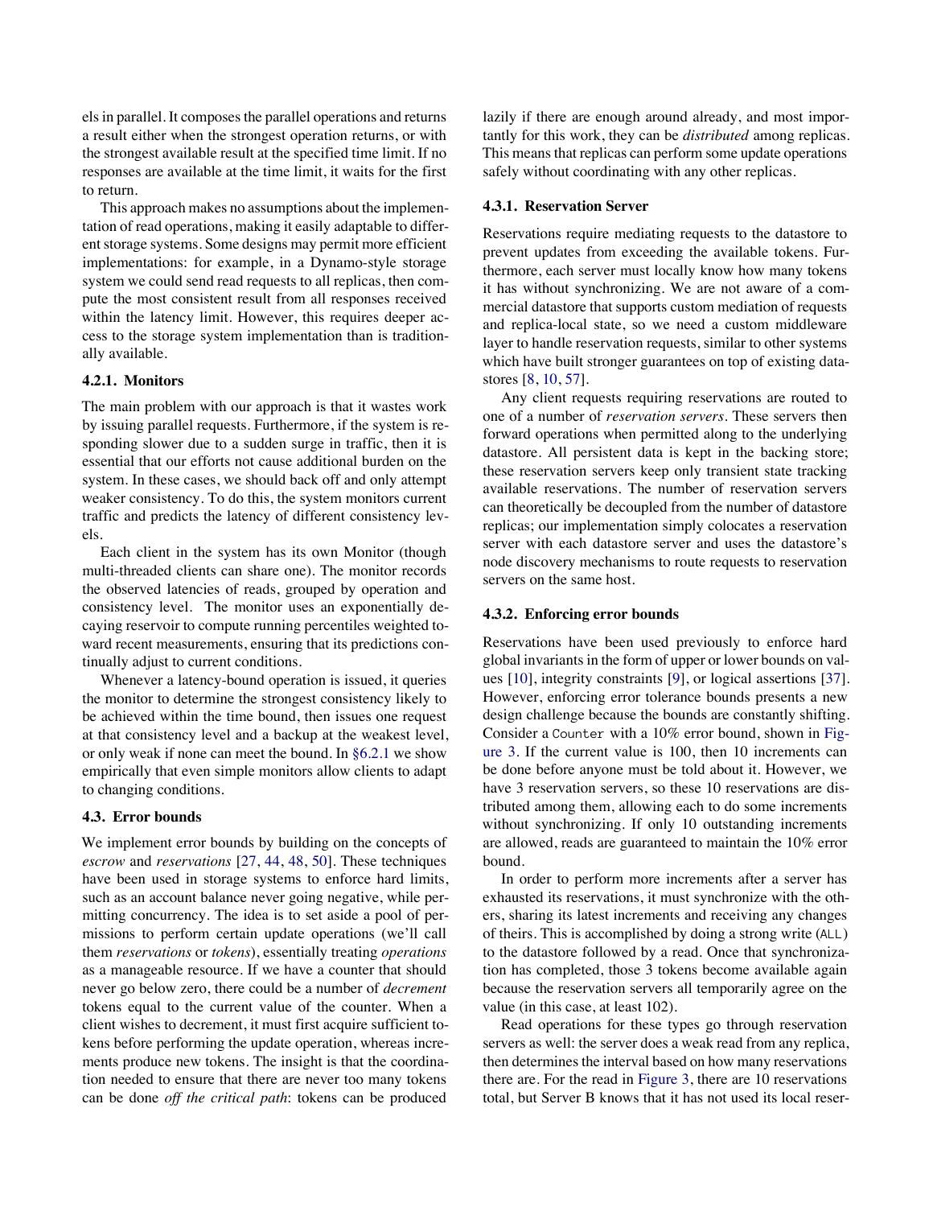els in parallel. It composes the parallel operations and returns a result either when the strongest operation returns, or with the strongest available result at the specified time limit. If no responses are available at the time limit, it waits for the first to return.

This approach makes no assumptions about the implementation of read operations, making it easily adaptable to different storage systems. Some designs may permit more efficient implementations: for example, in a Dynamo-style storage system we could send read requests to all replicas, then compute the most consistent result from all responses received within the latency limit. However, this requires deeper access to the storage system implementation than is traditionally available.

#### 4.2.1. Monitors

The main problem with our approach is that it wastes work by issuing parallel requests. Furthermore, if the system is responding slower due to a sudden surge in traffic, then it is essential that our efforts not cause additional burden on the system. In these cases, we should back off and only attempt weaker consistency. To do this, the system monitors current traffic and predicts the latency of different consistency levels.

Each client in the system has its own Monitor (though multi-threaded clients can share one). The monitor records the observed latencies of reads, grouped by operation and consistency level. The monitor uses an exponentially decaying reservoir to compute running percentiles weighted toward recent measurements, ensuring that its predictions continually adjust to current conditions.

Whenever a latency-bound operation is issued, it queries the monitor to determine the strongest consistency likely to be achieved within the time bound, then issues one request at that consistency level and a backup at the weakest level, or only weak if none can meet the bound. In §6.2.1 we show empirically that even simple monitors allow clients to adapt to changing conditions.

### 4.3. Error bounds

We implement error bounds by building on the concepts of *escrow* and *reservations* [27, 44, 48, 50]. These techniques have been used in storage systems to enforce hard limits, such as an account balance never going negative, while permitting concurrency. The idea is to set aside a pool of permissions to perform certain update operations (we'll call them *reservations* or *tokens*), essentially treating *operations* as a manageable resource. If we have a counter that should never go below zero, there could be a number of *decrement* tokens equal to the current value of the counter. When a client wishes to decrement, it must first acquire sufficient tokens before performing the update operation, whereas increments produce new tokens. The insight is that the coordination needed to ensure that there are never too many tokens can be done *off the critical path*: tokens can be produced lazily if there are enough around already, and most importantly for this work, they can be *distributed* among replicas. This means that replicas can perform some update operations safely without coordinating with any other replicas.

#### 4.3.1. Reservation Server

Reservations require mediating requests to the datastore to prevent updates from exceeding the available tokens. Furthermore, each server must locally know how many tokens it has without synchronizing. We are not aware of a commercial datastore that supports custom mediation of requests and replica-local state, so we need a custom middleware layer to handle reservation requests, similar to other systems which have built stronger guarantees on top of existing datastores [8, 10, 57].

Any client requests requiring reservations are routed to one of a number of *reservation servers*. These servers then forward operations when permitted along to the underlying datastore. All persistent data is kept in the backing store; these reservation servers keep only transient state tracking available reservations. The number of reservation servers can theoretically be decoupled from the number of datastore replicas; our implementation simply colocates a reservation server with each datastore server and uses the datastore's node discovery mechanisms to route requests to reservation servers on the same host.

#### 4.3.2. Enforcing error bounds

Reservations have been used previously to enforce hard global invariants in the form of upper or lower bounds on values [10], integrity constraints [9], or logical assertions [37]. However, enforcing error tolerance bounds presents a new design challenge because the bounds are constantly shifting. Consider a `Counter` with a 10% error bound, shown in Figure 3. If the current value is 100, then 10 increments can be done before anyone must be told about it. However, we have 3 reservation servers, so these 10 reservations are distributed among them, allowing each to do some increments without synchronizing. If only 10 outstanding increments are allowed, reads are guaranteed to maintain the 10% error bound.

In order to perform more increments after a server has exhausted its reservations, it must synchronize with the others, sharing its latest increments and receiving any changes of theirs. This is accomplished by doing a strong write (`ALL`) to the datastore followed by a read. Once that synchronization has completed, those 3 tokens become available again because the reservation servers all temporarily agree on the value (in this case, at least 102).

Read operations for these types go through reservation servers as well: the server does a weak read from any replica, then determines the interval based on how many reservations there are. For the read in Figure 3, there are 10 reservations total, but Server B knows that it has not used its local reser-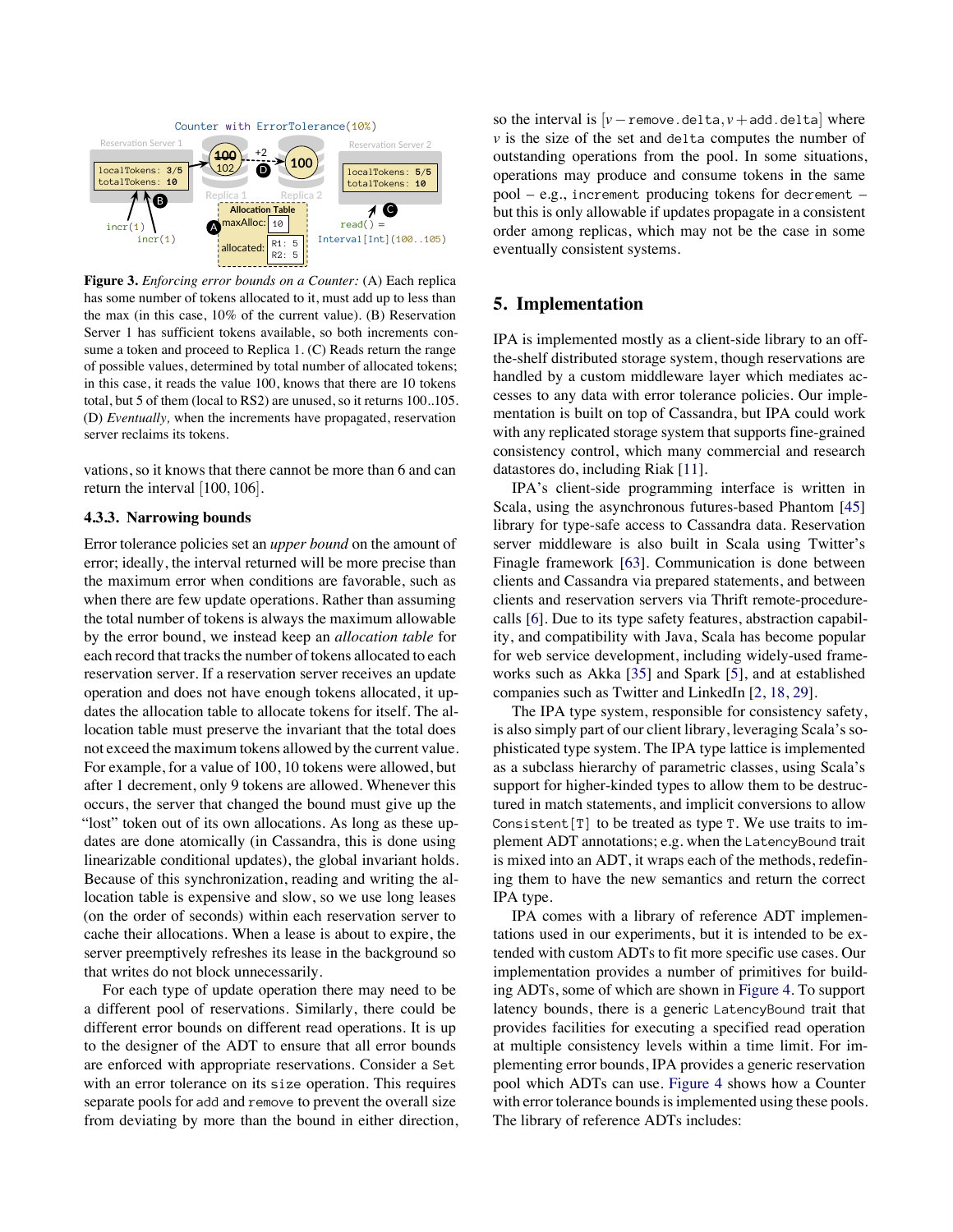Counter with ErrorTolerance(10%)

Reservation Server 1: localTokens: 3/5, totalTokens: 10

Replica 1: ~~100~~ 102 — +2 → Replica 2: 100

Reservation Server 2: localTokens: 5/5, totalTokens: 10

Allocation Table: maxAlloc: 10; allocated: R1: 5, R2: 5

incr(1) incr(1)

read() = Interval[Int](100..105)

**Figure 3.** *Enforcing error bounds on a Counter:* (A) Each replica has some number of tokens allocated to it, must add up to less than the max (in this case, 10% of the current value). (B) Reservation Server 1 has sufficient tokens available, so both increments consume a token and proceed to Replica 1. (C) Reads return the range of possible values, determined by total number of allocated tokens; in this case, it reads the value 100, knows that there are 10 tokens total, but 5 of them (local to RS2) are unused, so it returns 100..105. (D) *Eventually,* when the increments have propagated, reservation server reclaims its tokens.

vations, so it knows that there cannot be more than 6 and can return the interval $[100, 106]$.

### 4.3.3. Narrowing bounds

Error tolerance policies set an *upper bound* on the amount of error; ideally, the interval returned will be more precise than the maximum error when conditions are favorable, such as when there are few update operations. Rather than assuming the total number of tokens is always the maximum allowable by the error bound, we instead keep an *allocation table* for each record that tracks the number of tokens allocated to each reservation server. If a reservation server receives an update operation and does not have enough tokens allocated, it updates the allocation table to allocate tokens for itself. The allocation table must preserve the invariant that the total does not exceed the maximum tokens allowed by the current value. For example, for a value of 100, 10 tokens were allowed, but after 1 decrement, only 9 tokens are allowed. Whenever this occurs, the server that changed the bound must give up the "lost" token out of its own allocations. As long as these updates are done atomically (in Cassandra, this is done using linearizable conditional updates), the global invariant holds. Because of this synchronization, reading and writing the allocation table is expensive and slow, so we use long leases (on the order of seconds) within each reservation server to cache their allocations. When a lease is about to expire, the server preemptively refreshes its lease in the background so that writes do not block unnecessarily.

For each type of update operation there may need to be a different pool of reservations. Similarly, there could be different error bounds on different read operations. It is up to the designer of the ADT to ensure that all error bounds are enforced with appropriate reservations. Consider a `Set` with an error tolerance on its `size` operation. This requires separate pools for `add` and `remove` to prevent the overall size from deviating by more than the bound in either direction, so the interval is $[v - \texttt{remove.delta}, v + \texttt{add.delta}]$ where $v$ is the size of the set and `delta` computes the number of outstanding operations from the pool. In some situations, operations may produce and consume tokens in the same pool – e.g., `increment` producing tokens for `decrement` – but this is only allowable if updates propagate in a consistent order among replicas, which may not be the case in some eventually consistent systems.

## 5. Implementation

IPA is implemented mostly as a client-side library to an off-the-shelf distributed storage system, though reservations are handled by a custom middleware layer which mediates accesses to any data with error tolerance policies. Our implementation is built on top of Cassandra, but IPA could work with any replicated storage system that supports fine-grained consistency control, which many commercial and research datastores do, including Riak [11].

IPA's client-side programming interface is written in Scala, using the asynchronous futures-based Phantom [45] library for type-safe access to Cassandra data. Reservation server middleware is also built in Scala using Twitter's Finagle framework [63]. Communication is done between clients and Cassandra via prepared statements, and between clients and reservation servers via Thrift remote-procedure-calls [6]. Due to its type safety features, abstraction capability, and compatibility with Java, Scala has become popular for web service development, including widely-used frameworks such as Akka [35] and Spark [5], and at established companies such as Twitter and LinkedIn [2, 18, 29].

The IPA type system, responsible for consistency safety, is also simply part of our client library, leveraging Scala's sophisticated type system. The IPA type lattice is implemented as a subclass hierarchy of parametric classes, using Scala's support for higher-kinded types to allow them to be destructured in match statements, and implicit conversions to allow `Consistent[T]` to be treated as type `T`. We use traits to implement ADT annotations; e.g. when the `LatencyBound` trait is mixed into an ADT, it wraps each of the methods, redefining them to have the new semantics and return the correct IPA type.

IPA comes with a library of reference ADT implementations used in our experiments, but it is intended to be extended with custom ADTs to fit more specific use cases. Our implementation provides a number of primitives for building ADTs, some of which are shown in Figure 4. To support latency bounds, there is a generic `LatencyBound` trait that provides facilities for executing a specified read operation at multiple consistency levels within a time limit. For implementing error bounds, IPA provides a generic reservation pool which ADTs can use. Figure 4 shows how a Counter with error tolerance bounds is implemented using these pools. The library of reference ADTs includes: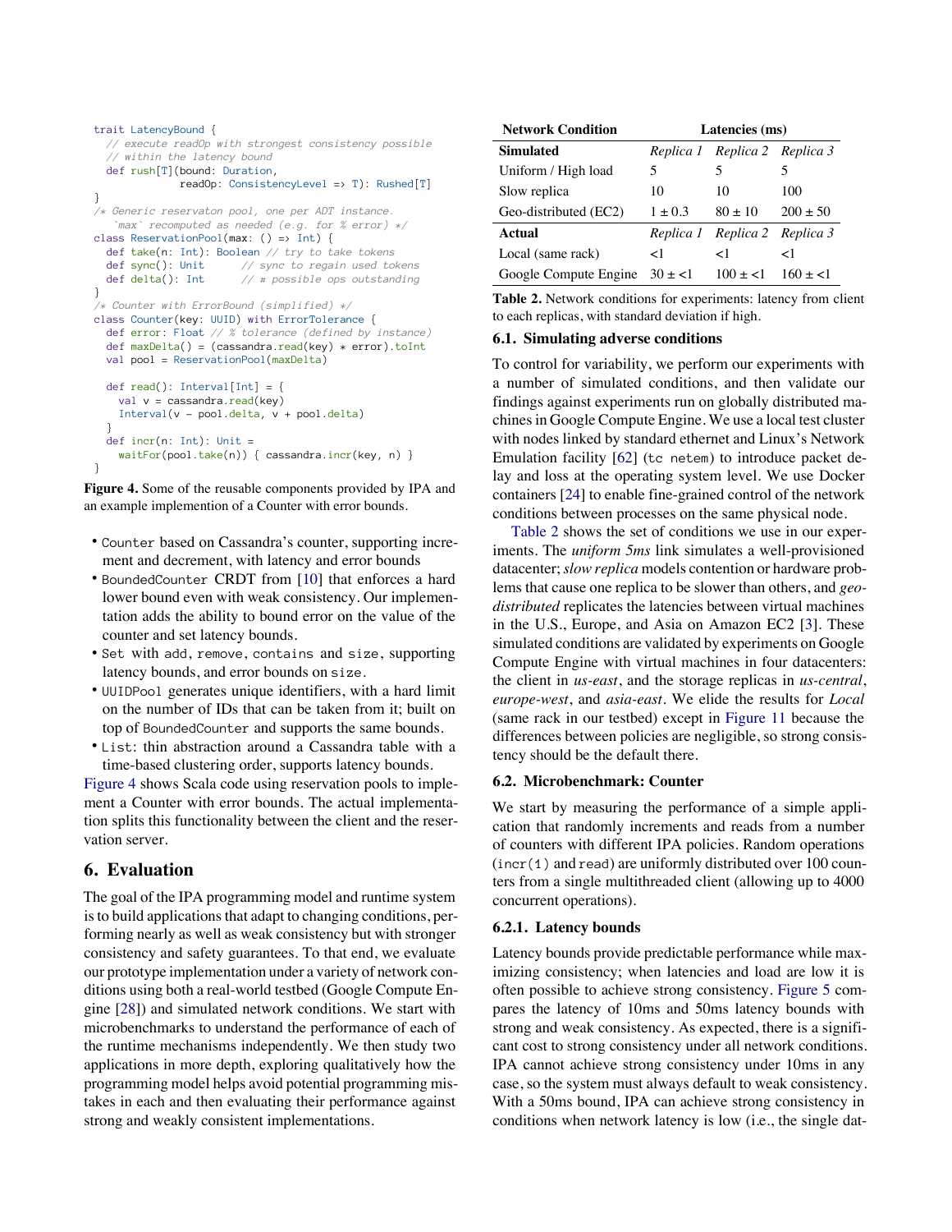```scala
trait LatencyBound {
  // execute readOp with strongest consistency possible
  // within the latency bound
  def rush[T](bound: Duration,
              readOp: ConsistencyLevel => T): Rushed[T]
}
/* Generic reservaton pool, one per ADT instance.
   `max` recomputed as needed (e.g. for % error) */
class ReservationPool(max: () => Int) {
  def take(n: Int): Boolean // try to take tokens
  def sync(): Unit      // sync to regain used tokens
  def delta(): Int      // # possible ops outstanding
}
/* Counter with ErrorBound (simplified) */
class Counter(key: UUID) with ErrorTolerance {
  def error: Float // % tolerance (defined by instance)
  def maxDelta() = (cassandra.read(key) * error).toInt
  val pool = ReservationPool(maxDelta)

  def read(): Interval[Int] = {
    val v = cassandra.read(key)
    Interval(v - pool.delta, v + pool.delta)
  }
  def incr(n: Int): Unit =
    waitFor(pool.take(n)) { cassandra.incr(key, n) }
}
```

**Figure 4.** Some of the reusable components provided by IPA and an example implemention of a Counter with error bounds.

- `Counter` based on Cassandra's counter, supporting increment and decrement, with latency and error bounds
- `BoundedCounter` CRDT from [10] that enforces a hard lower bound even with weak consistency. Our implementation adds the ability to bound error on the value of the counter and set latency bounds.
- `Set` with `add`, `remove`, `contains` and `size`, supporting latency bounds, and error bounds on `size`.
- `UUIDPool` generates unique identifiers, with a hard limit on the number of IDs that can be taken from it; built on top of `BoundedCounter` and supports the same bounds.
- `List`: thin abstraction around a Cassandra table with a time-based clustering order, supports latency bounds.

Figure 4 shows Scala code using reservation pools to implement a Counter with error bounds. The actual implementation splits this functionality between the client and the reservation server.

## 6. Evaluation

The goal of the IPA programming model and runtime system is to build applications that adapt to changing conditions, performing nearly as well as weak consistency but with stronger consistency and safety guarantees. To that end, we evaluate our prototype implementation under a variety of network conditions using both a real-world testbed (Google Compute Engine [28]) and simulated network conditions. We start with microbenchmarks to understand the performance of each of the runtime mechanisms independently. We then study two applications in more depth, exploring qualitatively how the programming model helps avoid potential programming mistakes in each and then evaluating their performance against strong and weakly consistent implementations.

| Network Condition | Latencies (ms) | | |
|---|---|---|---|
| **Simulated** | *Replica 1* | *Replica 2* | *Replica 3* |
| Uniform / High load | 5 | 5 | 5 |
| Slow replica | 10 | 10 | 100 |
| Geo-distributed (EC2) | 1 ± 0.3 | 80 ± 10 | 200 ± 50 |
| **Actual** | *Replica 1* | *Replica 2* | *Replica 3* |
| Local (same rack) | <1 | <1 | <1 |
| Google Compute Engine | 30 ± <1 | 100 ± <1 | 160 ± <1 |

**Table 2.** Network conditions for experiments: latency from client to each replicas, with standard deviation if high.

### 6.1. Simulating adverse conditions

To control for variability, we perform our experiments with a number of simulated conditions, and then validate our findings against experiments run on globally distributed machines in Google Compute Engine. We use a local test cluster with nodes linked by standard ethernet and Linux's Network Emulation facility [62] (`tc netem`) to introduce packet delay and loss at the operating system level. We use Docker containers [24] to enable fine-grained control of the network conditions between processes on the same physical node.

Table 2 shows the set of conditions we use in our experiments. The *uniform 5ms* link simulates a well-provisioned datacenter; *slow replica* models contention or hardware problems that cause one replica to be slower than others, and *geo-distributed* replicates the latencies between virtual machines in the U.S., Europe, and Asia on Amazon EC2 [3]. These simulated conditions are validated by experiments on Google Compute Engine with virtual machines in four datacenters: the client in *us-east*, and the storage replicas in *us-central*, *europe-west*, and *asia-east*. We elide the results for *Local* (same rack in our testbed) except in Figure 11 because the differences between policies are negligible, so strong consistency should be the default there.

### 6.2. Microbenchmark: Counter

We start by measuring the performance of a simple application that randomly increments and reads from a number of counters with different IPA policies. Random operations (`incr(1)` and `read`) are uniformly distributed over 100 counters from a single multithreaded client (allowing up to 4000 concurrent operations).

#### 6.2.1. Latency bounds

Latency bounds provide predictable performance while maximizing consistency; when latencies and load are low it is often possible to achieve strong consistency. Figure 5 compares the latency of 10ms and 50ms latency bounds with strong and weak consistency. As expected, there is a significant cost to strong consistency under all network conditions. IPA cannot achieve strong consistency under 10ms in any case, so the system must always default to weak consistency. With a 50ms bound, IPA can achieve strong consistency in conditions when network latency is low (i.e., the single dat-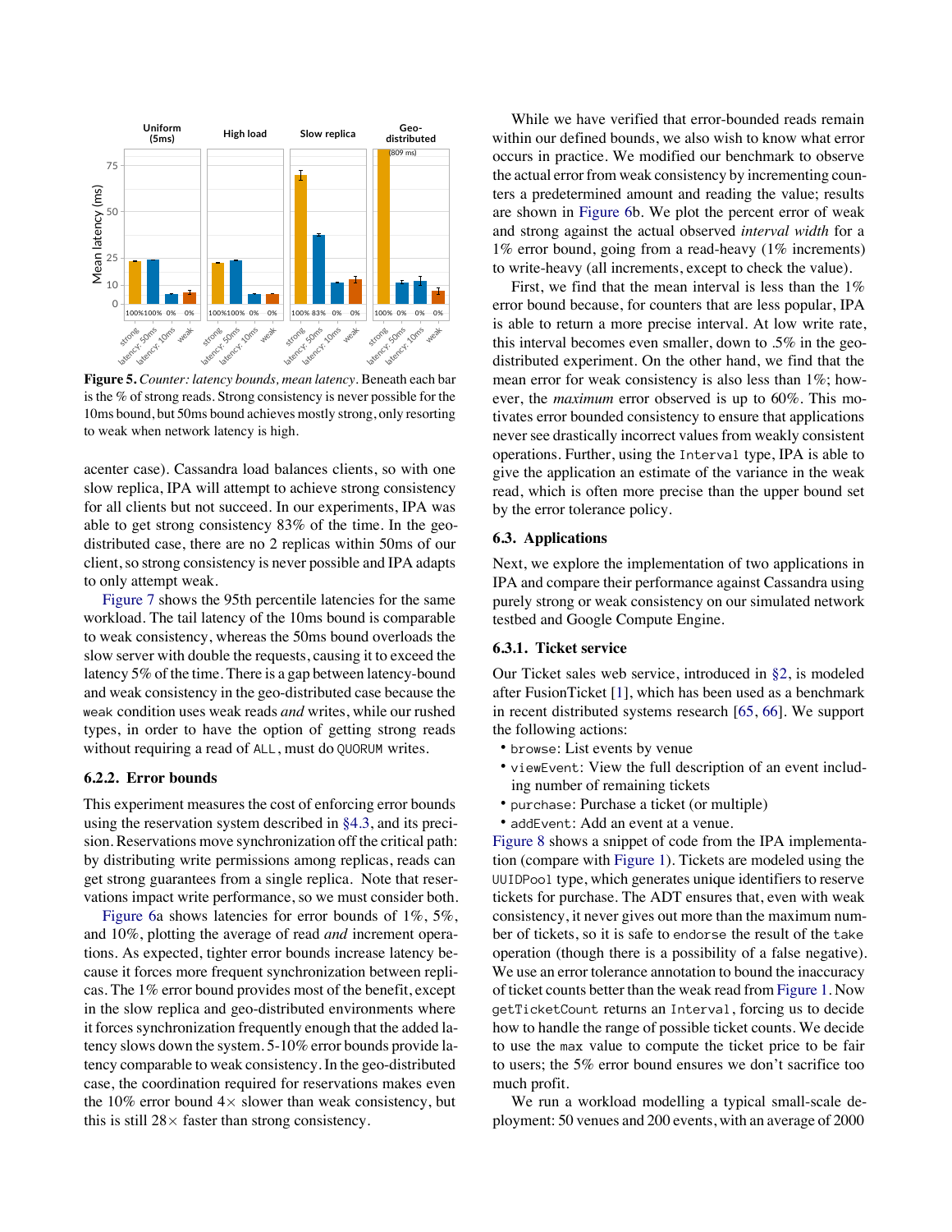Figure 5. *Counter: latency bounds, mean latency.* Beneath each bar is the % of strong reads. Strong consistency is never possible for the 10ms bound, but 50ms bound achieves mostly strong, only resorting to weak when network latency is high.

acenter case). Cassandra load balances clients, so with one slow replica, IPA will attempt to achieve strong consistency for all clients but not succeed. In our experiments, IPA was able to get strong consistency 83% of the time. In the geo-distributed case, there are no 2 replicas within 50ms of our client, so strong consistency is never possible and IPA adapts to only attempt weak.

Figure 7 shows the 95th percentile latencies for the same workload. The tail latency of the 10ms bound is comparable to weak consistency, whereas the 50ms bound overloads the slow server with double the requests, causing it to exceed the latency 5% of the time. There is a gap between latency-bound and weak consistency in the geo-distributed case because the `weak` condition uses weak reads *and* writes, while our rushed types, in order to have the option of getting strong reads without requiring a read of `ALL`, must do `QUORUM` writes.

### 6.2.2. Error bounds

This experiment measures the cost of enforcing error bounds using the reservation system described in §4.3, and its precision. Reservations move synchronization off the critical path: by distributing write permissions among replicas, reads can get strong guarantees from a single replica. Note that reservations impact write performance, so we must consider both.

Figure 6a shows latencies for error bounds of 1%, 5%, and 10%, plotting the average of read *and* increment operations. As expected, tighter error bounds increase latency because it forces more frequent synchronization between replicas. The 1% error bound provides most of the benefit, except in the slow replica and geo-distributed environments where it forces synchronization frequently enough that the added latency slows down the system. 5-10% error bounds provide latency comparable to weak consistency. In the geo-distributed case, the coordination required for reservations makes even the 10% error bound 4× slower than weak consistency, but this is still 28× faster than strong consistency.

While we have verified that error-bounded reads remain within our defined bounds, we also wish to know what error occurs in practice. We modified our benchmark to observe the actual error from weak consistency by incrementing counters a predetermined amount and reading the value; results are shown in Figure 6b. We plot the percent error of weak and strong against the actual observed *interval width* for a 1% error bound, going from a read-heavy (1% increments) to write-heavy (all increments, except to check the value).

First, we find that the mean interval is less than the 1% error bound because, for counters that are less popular, IPA is able to return a more precise interval. At low write rate, this interval becomes even smaller, down to .5% in the geo-distributed experiment. On the other hand, we find that the mean error for weak consistency is also less than 1%; however, the *maximum* error observed is up to 60%. This motivates error bounded consistency to ensure that applications never see drastically incorrect values from weakly consistent operations. Further, using the `Interval` type, IPA is able to give the application an estimate of the variance in the weak read, which is often more precise than the upper bound set by the error tolerance policy.

### 6.3. Applications

Next, we explore the implementation of two applications in IPA and compare their performance against Cassandra using purely strong or weak consistency on our simulated network testbed and Google Compute Engine.

#### 6.3.1. Ticket service

Our Ticket sales web service, introduced in §2, is modeled after FusionTicket [1], which has been used as a benchmark in recent distributed systems research [65, 66]. We support the following actions:

- `browse`: List events by venue
- `viewEvent`: View the full description of an event including number of remaining tickets
- `purchase`: Purchase a ticket (or multiple)
- `addEvent`: Add an event at a venue.

Figure 8 shows a snippet of code from the IPA implementation (compare with Figure 1). Tickets are modeled using the `UUIDPool` type, which generates unique identifiers to reserve tickets for purchase. The ADT ensures that, even with weak consistency, it never gives out more than the maximum number of tickets, so it is safe to `endorse` the result of the `take` operation (though there is a possibility of a false negative). We use an error tolerance annotation to bound the inaccuracy of ticket counts better than the weak read from Figure 1. Now `getTicketCount` returns an `Interval`, forcing us to decide how to handle the range of possible ticket counts. We decide to use the `max` value to compute the ticket price to be fair to users; the 5% error bound ensures we don't sacrifice too much profit.

We run a workload modelling a typical small-scale deployment: 50 venues and 200 events, with an average of 2000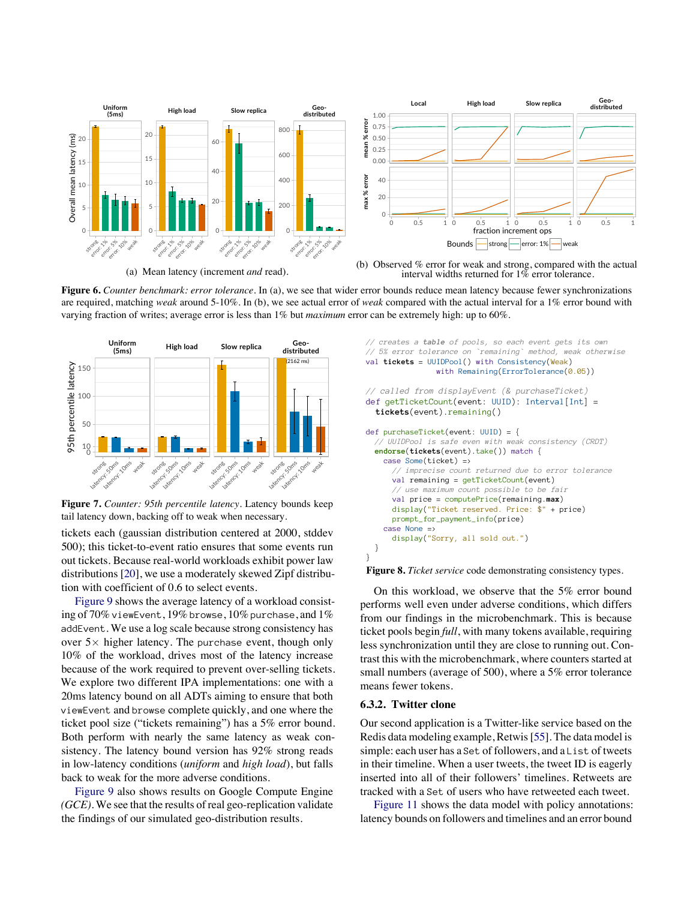(a) Mean latency (increment *and* read).

(b) Observed % error for weak and strong, compared with the actual interval widths returned for 1% error tolerance.

**Figure 6.** *Counter benchmark: error tolerance*. In (a), we see that wider error bounds reduce mean latency because fewer synchronizations are required, matching *weak* around 5-10%. In (b), we see actual error of *weak* compared with the actual interval for a 1% error bound with varying fraction of writes; average error is less than 1% but *maximum* error can be extremely high: up to 60%.

**Figure 7.** *Counter: 95th percentile latency*. Latency bounds keep tail latency down, backing off to weak when necessary.

tickets each (gaussian distribution centered at 2000, stddev 500); this ticket-to-event ratio ensures that some events run out tickets. Because real-world workloads exhibit power law distributions [20], we use a moderately skewed Zipf distribution with coefficient of 0.6 to select events.

Figure 9 shows the average latency of a workload consisting of 70% `viewEvent`, 19% `browse`, 10% `purchase`, and 1% `addEvent`. We use a log scale because strong consistency has over 5× higher latency. The `purchase` event, though only 10% of the workload, drives most of the latency increase because of the work required to prevent over-selling tickets. We explore two different IPA implementations: one with a 20ms latency bound on all ADTs aiming to ensure that both `viewEvent` and `browse` complete quickly, and one where the ticket pool size ("tickets remaining") has a 5% error bound. Both perform with nearly the same latency as weak consistency. The latency bound version has 92% strong reads in low-latency conditions (*uniform* and *high load*), but falls back to weak for the more adverse conditions.

Figure 9 also shows results on Google Compute Engine *(GCE)*. We see that the results of real geo-replication validate the findings of our simulated geo-distribution results.

```
// creates a table of pools, so each event gets its own
// 5% error tolerance on `remaining` method, weak otherwise
val tickets = UUIDPool() with Consistency(Weak)
                  with Remaining(ErrorTolerance(0.05))

// called from displayEvent (& purchaseTicket)
def getTicketCount(event: UUID): Interval[Int] =
  tickets(event).remaining()

def purchaseTicket(event: UUID) = {
  // UUIDPool is safe even with weak consistency (CRDT)
  endorse(tickets(event).take()) match {
    case Some(ticket) =>
      // imprecise count returned due to error tolerance
      val remaining = getTicketCount(event)
      // use maximum count possible to be fair
      val price = computePrice(remaining.max)
      display("Ticket reserved. Price: $" + price)
      prompt_for_payment_info(price)
    case None =>
      display("Sorry, all sold out.")
  }
}
```

**Figure 8.** *Ticket service* code demonstrating consistency types.

On this workload, we observe that the 5% error bound performs well even under adverse conditions, which differs from our findings in the microbenchmark. This is because ticket pools begin *full*, with many tokens available, requiring less synchronization until they are close to running out. Contrast this with the microbenchmark, where counters started at small numbers (average of 500), where a 5% error tolerance means fewer tokens.

### 6.3.2. Twitter clone

Our second application is a Twitter-like service based on the Redis data modeling example, Retwis [55]. The data model is simple: each user has a `Set` of followers, and a `List` of tweets in their timeline. When a user tweets, the tweet ID is eagerly inserted into all of their followers' timelines. Retweets are tracked with a `Set` of users who have retweeted each tweet.

Figure 11 shows the data model with policy annotations: latency bounds on followers and timelines and an error bound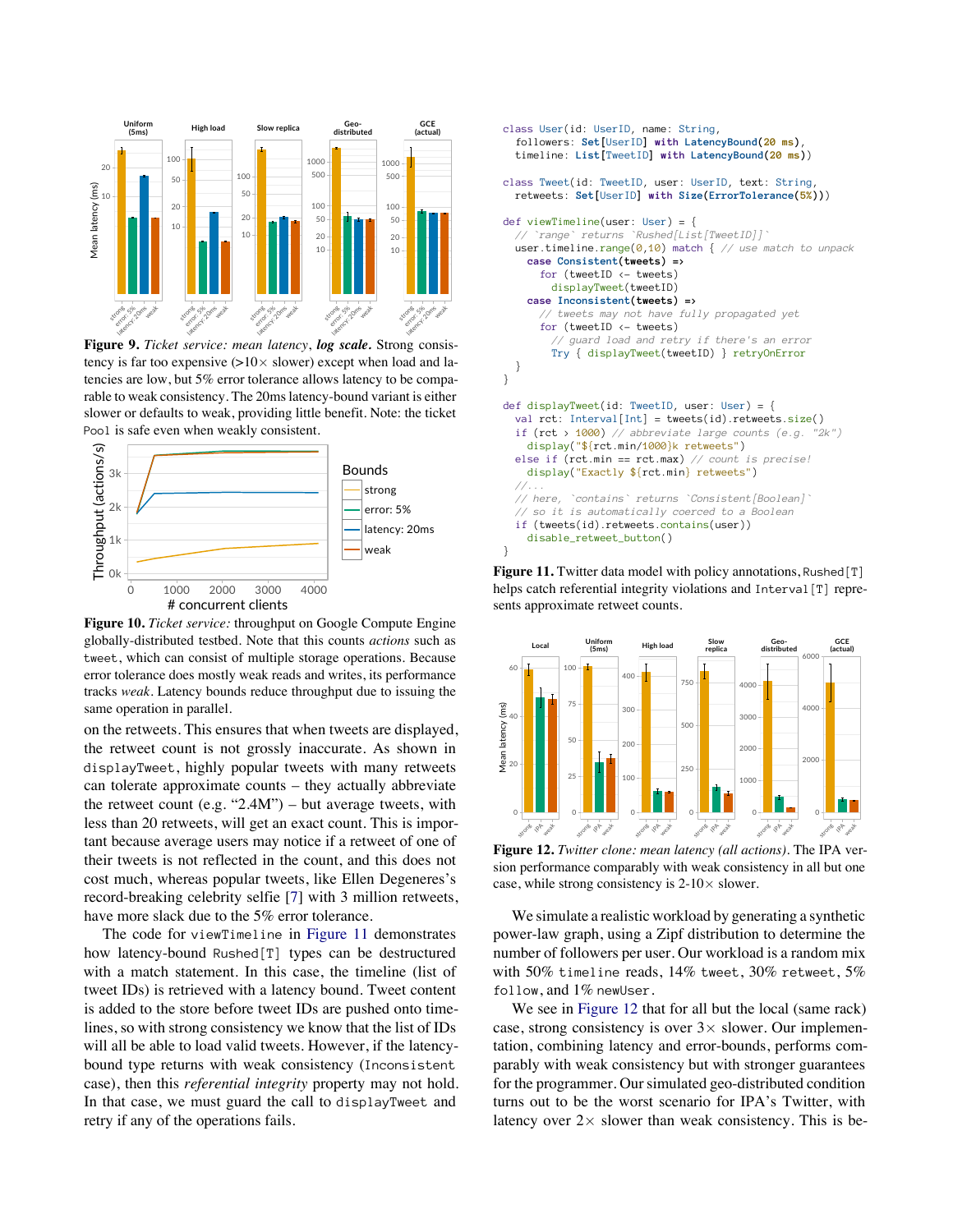Figure 9. *Ticket service: mean latency*, ***log scale***. Strong consistency is far too expensive (>10× slower) except when load and latencies are low, but 5% error tolerance allows latency to be comparable to weak consistency. The 20ms latency-bound variant is either slower or defaults to weak, providing little benefit. Note: the ticket `Pool` is safe even when weakly consistent.

Figure 10. *Ticket service:* throughput on Google Compute Engine globally-distributed testbed. Note that this counts *actions* such as `tweet`, which can consist of multiple storage operations. Because error tolerance does mostly weak reads and writes, its performance tracks *weak*. Latency bounds reduce throughput due to issuing the same operation in parallel.

on the retweets. This ensures that when tweets are displayed, the retweet count is not grossly inaccurate. As shown in `displayTweet`, highly popular tweets with many retweets can tolerate approximate counts – they actually abbreviate the retweet count (e.g. "2.4M") – but average tweets, with less than 20 retweets, will get an exact count. This is important because average users may notice if a retweet of one of their tweets is not reflected in the count, and this does not cost much, whereas popular tweets, like Ellen Degeneres's record-breaking celebrity selfie [7] with 3 million retweets, have more slack due to the 5% error tolerance.

The code for `viewTimeline` in Figure 11 demonstrates how latency-bound `Rushed[T]` types can be destructured with a match statement. In this case, the timeline (list of tweet IDs) is retrieved with a latency bound. Tweet content is added to the store before tweet IDs are pushed onto timelines, so with strong consistency we know that the list of IDs will all be able to load valid tweets. However, if the latency-bound type returns with weak consistency (`Inconsistent` case), then this *referential integrity* property may not hold. In that case, we must guard the call to `displayTweet` and retry if any of the operations fails.

```
class User(id: UserID, name: String,
  followers: Set[UserID] with LatencyBound(20 ms),
  timeline: List[TweetID] with LatencyBound(20 ms))

class Tweet(id: TweetID, user: UserID, text: String,
  retweets: Set[UserID] with Size(ErrorTolerance(5%)))

def viewTimeline(user: User) = {
  // `range` returns `Rushed[List[TweetID]]`
  user.timeline.range(0,10) match { // use match to unpack
    case Consistent(tweets) =>
      for (tweetID <- tweets)
        displayTweet(tweetID)
    case Inconsistent(tweets) =>
      // tweets may not have fully propagated yet
      for (tweetID <- tweets)
        // guard load and retry if there's an error
        Try { displayTweet(tweetID) } retryOnError
  }
}

def displayTweet(id: TweetID, user: User) = {
  val rct: Interval[Int] = tweets(id).retweets.size()
  if (rct > 1000) // abbreviate large counts (e.g. "2k")
    display("${rct.min/1000}k retweets")
  else if (rct.min == rct.max) // count is precise!
    display("Exactly ${rct.min} retweets")
  //...
  // here, `contains` returns `Consistent[Boolean]`
  // so it is automatically coerced to a Boolean
  if (tweets(id).retweets.contains(user))
    disable_retweet_button()
}
```

Figure 11. Twitter data model with policy annotations, `Rushed[T]` helps catch referential integrity violations and `Interval[T]` represents approximate retweet counts.

Figure 12. *Twitter clone: mean latency (all actions)*. The IPA version performance comparably with weak consistency in all but one case, while strong consistency is 2-10× slower.

We simulate a realistic workload by generating a synthetic power-law graph, using a Zipf distribution to determine the number of followers per user. Our workload is a random mix with 50% `timeline` reads, 14% `tweet`, 30% `retweet`, 5% `follow`, and 1% `newUser`.

We see in Figure 12 that for all but the local (same rack) case, strong consistency is over 3× slower. Our implementation, combining latency and error-bounds, performs comparably with weak consistency but with stronger guarantees for the programmer. Our simulated geo-distributed condition turns out to be the worst scenario for IPA's Twitter, with latency over 2× slower than weak consistency. This is be-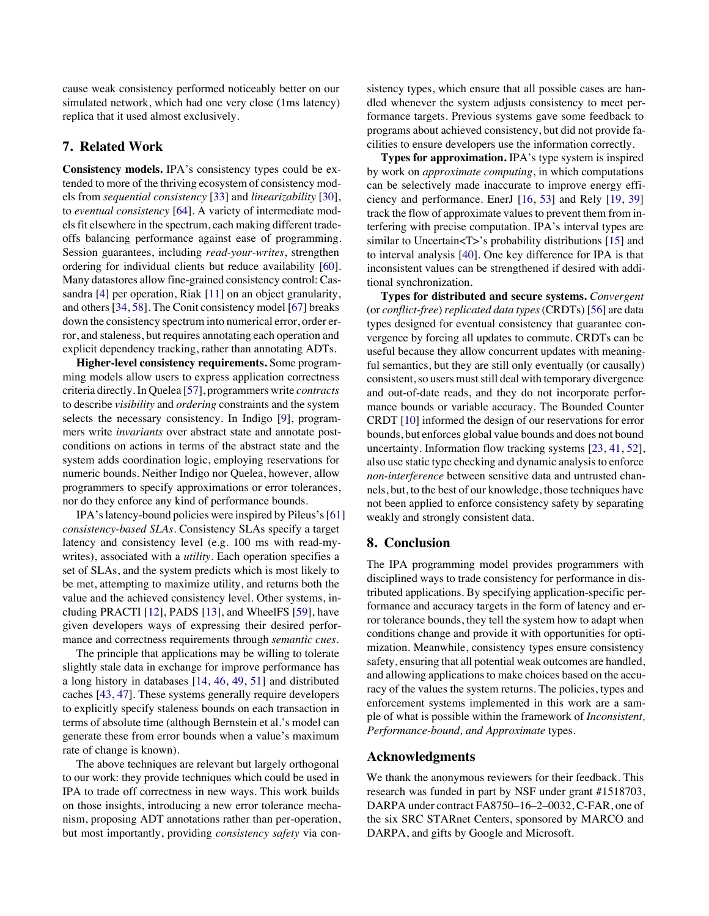cause weak consistency performed noticeably better on our simulated network, which had one very close (1ms latency) replica that it used almost exclusively.

## 7. Related Work

**Consistency models.** IPA's consistency types could be extended to more of the thriving ecosystem of consistency models from *sequential consistency* [33] and *linearizability* [30], to *eventual consistency* [64]. A variety of intermediate models fit elsewhere in the spectrum, each making different tradeoffs balancing performance against ease of programming. Session guarantees, including *read-your-writes*, strengthen ordering for individual clients but reduce availability [60]. Many datastores allow fine-grained consistency control: Cassandra [4] per operation, Riak [11] on an object granularity, and others [34, 58]. The Conit consistency model [67] breaks down the consistency spectrum into numerical error, order error, and staleness, but requires annotating each operation and explicit dependency tracking, rather than annotating ADTs.

**Higher-level consistency requirements.** Some programming models allow users to express application correctness criteria directly. In Quelea [57], programmers write *contracts* to describe *visibility* and *ordering* constraints and the system selects the necessary consistency. In Indigo [9], programmers write *invariants* over abstract state and annotate post-conditions on actions in terms of the abstract state and the system adds coordination logic, employing reservations for numeric bounds. Neither Indigo nor Quelea, however, allow programmers to specify approximations or error tolerances, nor do they enforce any kind of performance bounds.

IPA's latency-bound policies were inspired by Pileus's [61] *consistency-based SLAs*. Consistency SLAs specify a target latency and consistency level (e.g. 100 ms with read-my-writes), associated with a *utility*. Each operation specifies a set of SLAs, and the system predicts which is most likely to be met, attempting to maximize utility, and returns both the value and the achieved consistency level. Other systems, including PRACTI [12], PADS [13], and WheelFS [59], have given developers ways of expressing their desired performance and correctness requirements through *semantic cues*.

The principle that applications may be willing to tolerate slightly stale data in exchange for improve performance has a long history in databases [14, 46, 49, 51] and distributed caches [43, 47]. These systems generally require developers to explicitly specify staleness bounds on each transaction in terms of absolute time (although Bernstein et al.'s model can generate these from error bounds when a value's maximum rate of change is known).

The above techniques are relevant but largely orthogonal to our work: they provide techniques which could be used in IPA to trade off correctness in new ways. This work builds on those insights, introducing a new error tolerance mechanism, proposing ADT annotations rather than per-operation, but most importantly, providing *consistency safety* via consistency types, which ensure that all possible cases are handled whenever the system adjusts consistency to meet performance targets. Previous systems gave some feedback to programs about achieved consistency, but did not provide facilities to ensure developers use the information correctly.

**Types for approximation.** IPA's type system is inspired by work on *approximate computing*, in which computations can be selectively made inaccurate to improve energy efficiency and performance. EnerJ [16, 53] and Rely [19, 39] track the flow of approximate values to prevent them from interfering with precise computation. IPA's interval types are similar to Uncertain<T>'s probability distributions [15] and to interval analysis [40]. One key difference for IPA is that inconsistent values can be strengthened if desired with additional synchronization.

**Types for distributed and secure systems.** *Convergent* (or *conflict-free*) *replicated data types* (CRDTs) [56] are data types designed for eventual consistency that guarantee convergence by forcing all updates to commute. CRDTs can be useful because they allow concurrent updates with meaningful semantics, but they are still only eventually (or causally) consistent, so users must still deal with temporary divergence and out-of-date reads, and they do not incorporate performance bounds or variable accuracy. The Bounded Counter CRDT [10] informed the design of our reservations for error bounds, but enforces global value bounds and does not bound uncertainty. Information flow tracking systems [23, 41, 52], also use static type checking and dynamic analysis to enforce *non-interference* between sensitive data and untrusted channels, but, to the best of our knowledge, those techniques have not been applied to enforce consistency safety by separating weakly and strongly consistent data.

## 8. Conclusion

The IPA programming model provides programmers with disciplined ways to trade consistency for performance in distributed applications. By specifying application-specific performance and accuracy targets in the form of latency and error tolerance bounds, they tell the system how to adapt when conditions change and provide it with opportunities for optimization. Meanwhile, consistency types ensure consistency safety, ensuring that all potential weak outcomes are handled, and allowing applications to make choices based on the accuracy of the values the system returns. The policies, types and enforcement systems implemented in this work are a sample of what is possible within the framework of *Inconsistent, Performance-bound, and Approximate* types.

## Acknowledgments

We thank the anonymous reviewers for their feedback. This research was funded in part by NSF under grant #1518703, DARPA under contract FA8750–16–2–0032, C-FAR, one of the six SRC STARnet Centers, sponsored by MARCO and DARPA, and gifts by Google and Microsoft.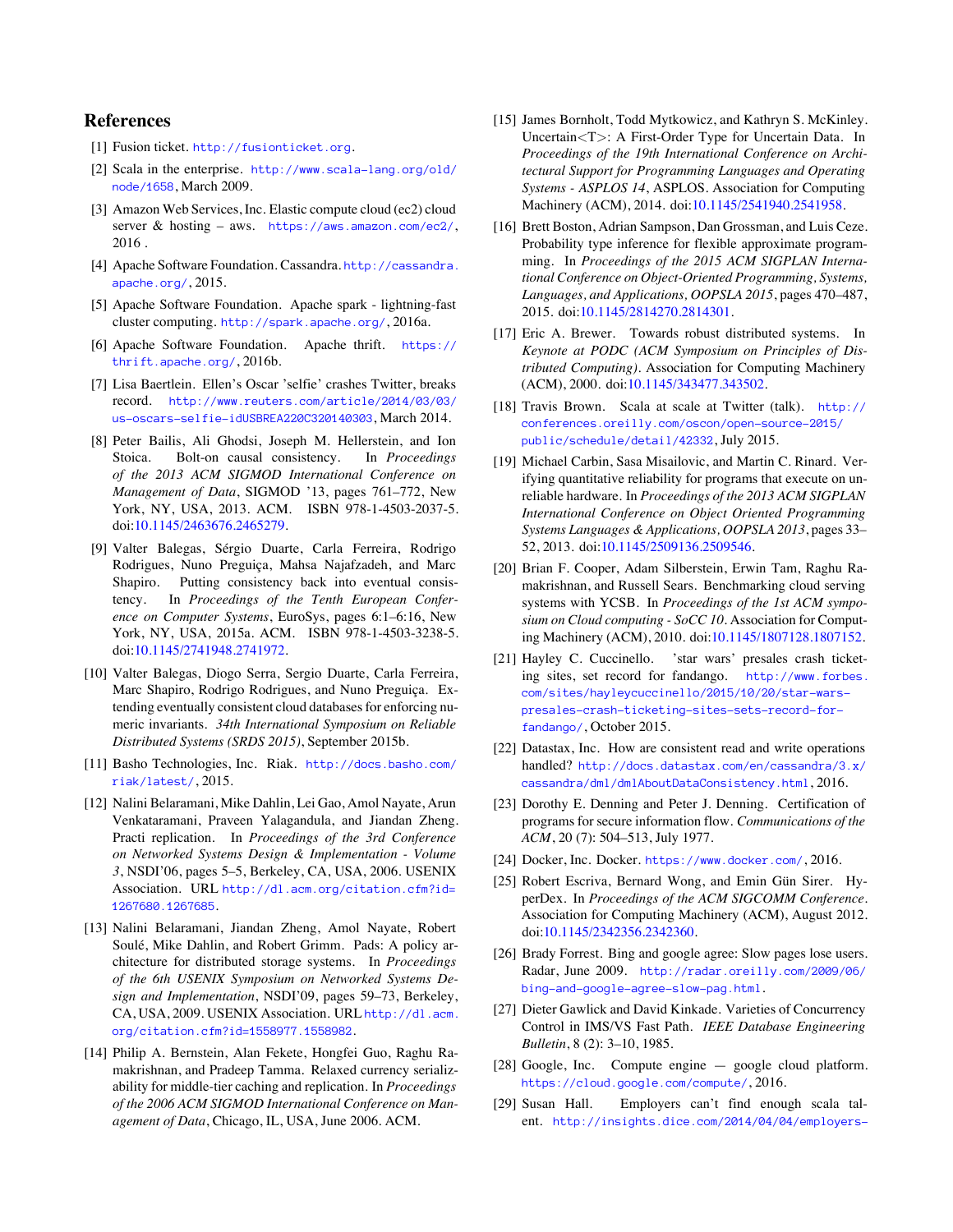## References

[1] Fusion ticket. http://fusionticket.org.

[2] Scala in the enterprise. http://www.scala-lang.org/old/node/1658, March 2009.

[3] Amazon Web Services, Inc. Elastic compute cloud (ec2) cloud server & hosting – aws. https://aws.amazon.com/ec2/, 2016 .

[4] Apache Software Foundation. Cassandra. http://cassandra.apache.org/, 2015.

[5] Apache Software Foundation. Apache spark - lightning-fast cluster computing. http://spark.apache.org/, 2016a.

[6] Apache Software Foundation. Apache thrift. https://thrift.apache.org/, 2016b.

[7] Lisa Baertlein. Ellen's Oscar 'selfie' crashes Twitter, breaks record. http://www.reuters.com/article/2014/03/03/us-oscars-selfie-idUSBREA220C320140303, March 2014.

[8] Peter Bailis, Ali Ghodsi, Joseph M. Hellerstein, and Ion Stoica. Bolt-on causal consistency. In *Proceedings of the 2013 ACM SIGMOD International Conference on Management of Data*, SIGMOD '13, pages 761–772, New York, NY, USA, 2013. ACM. ISBN 978-1-4503-2037-5. doi:10.1145/2463676.2465279.

[9] Valter Balegas, Sérgio Duarte, Carla Ferreira, Rodrigo Rodrigues, Nuno Preguiça, Mahsa Najafzadeh, and Marc Shapiro. Putting consistency back into eventual consistency. In *Proceedings of the Tenth European Conference on Computer Systems*, EuroSys, pages 6:1–6:16, New York, NY, USA, 2015a. ACM. ISBN 978-1-4503-3238-5. doi:10.1145/2741948.2741972.

[10] Valter Balegas, Diogo Serra, Sergio Duarte, Carla Ferreira, Marc Shapiro, Rodrigo Rodrigues, and Nuno Preguiça. Extending eventually consistent cloud databases for enforcing numeric invariants. *34th International Symposium on Reliable Distributed Systems (SRDS 2015)*, September 2015b.

[11] Basho Technologies, Inc. Riak. http://docs.basho.com/riak/latest/, 2015.

[12] Nalini Belaramani, Mike Dahlin, Lei Gao, Amol Nayate, Arun Venkataramani, Praveen Yalagandula, and Jiandan Zheng. Practi replication. In *Proceedings of the 3rd Conference on Networked Systems Design & Implementation - Volume 3*, NSDI'06, pages 5–5, Berkeley, CA, USA, 2006. USENIX Association. URL http://dl.acm.org/citation.cfm?id=1267680.1267685.

[13] Nalini Belaramani, Jiandan Zheng, Amol Nayate, Robert Soulé, Mike Dahlin, and Robert Grimm. Pads: A policy architecture for distributed storage systems. In *Proceedings of the 6th USENIX Symposium on Networked Systems Design and Implementation*, NSDI'09, pages 59–73, Berkeley, CA, USA, 2009. USENIX Association. URL http://dl.acm.org/citation.cfm?id=1558977.1558982.

[14] Philip A. Bernstein, Alan Fekete, Hongfei Guo, Raghu Ramakrishnan, and Pradeep Tamma. Relaxed currency serializability for middle-tier caching and replication. In *Proceedings of the 2006 ACM SIGMOD International Conference on Management of Data*, Chicago, IL, USA, June 2006. ACM.

[15] James Bornholt, Todd Mytkowicz, and Kathryn S. McKinley. Uncertain<T>: A First-Order Type for Uncertain Data. In *Proceedings of the 19th International Conference on Architectural Support for Programming Languages and Operating Systems - ASPLOS 14*, ASPLOS. Association for Computing Machinery (ACM), 2014. doi:10.1145/2541940.2541958.

[16] Brett Boston, Adrian Sampson, Dan Grossman, and Luis Ceze. Probability type inference for flexible approximate programming. In *Proceedings of the 2015 ACM SIGPLAN International Conference on Object-Oriented Programming, Systems, Languages, and Applications, OOPSLA 2015*, pages 470–487, 2015. doi:10.1145/2814270.2814301.

[17] Eric A. Brewer. Towards robust distributed systems. In *Keynote at PODC (ACM Symposium on Principles of Distributed Computing)*. Association for Computing Machinery (ACM), 2000. doi:10.1145/343477.343502.

[18] Travis Brown. Scala at scale at Twitter (talk). http://conferences.oreilly.com/oscon/open-source-2015/public/schedule/detail/42332, July 2015.

[19] Michael Carbin, Sasa Misailovic, and Martin C. Rinard. Verifying quantitative reliability for programs that execute on unreliable hardware. In *Proceedings of the 2013 ACM SIGPLAN International Conference on Object Oriented Programming Systems Languages & Applications, OOPSLA 2013*, pages 33–52, 2013. doi:10.1145/2509136.2509546.

[20] Brian F. Cooper, Adam Silberstein, Erwin Tam, Raghu Ramakrishnan, and Russell Sears. Benchmarking cloud serving systems with YCSB. In *Proceedings of the 1st ACM symposium on Cloud computing - SoCC 10*. Association for Computing Machinery (ACM), 2010. doi:10.1145/1807128.1807152.

[21] Hayley C. Cuccinello. 'star wars' presales crash ticketing sites, set record for fandango. http://www.forbes.com/sites/hayleycuccinello/2015/10/20/star-wars-presales-crash-ticketing-sites-sets-record-for-fandango/, October 2015.

[22] Datastax, Inc. How are consistent read and write operations handled? http://docs.datastax.com/en/cassandra/3.x/cassandra/dml/dmlAboutDataConsistency.html, 2016.

[23] Dorothy E. Denning and Peter J. Denning. Certification of programs for secure information flow. *Communications of the ACM*, 20 (7): 504–513, July 1977.

[24] Docker, Inc. Docker. https://www.docker.com/, 2016.

[25] Robert Escriva, Bernard Wong, and Emin Gün Sirer. HyperDex. In *Proceedings of the ACM SIGCOMM Conference*. Association for Computing Machinery (ACM), August 2012. doi:10.1145/2342356.2342360.

[26] Brady Forrest. Bing and google agree: Slow pages lose users. Radar, June 2009. http://radar.oreilly.com/2009/06/bing-and-google-agree-slow-pag.html.

[27] Dieter Gawlick and David Kinkade. Varieties of Concurrency Control in IMS/VS Fast Path. *IEEE Database Engineering Bulletin*, 8 (2): 3–10, 1985.

[28] Google, Inc. Compute engine — google cloud platform. https://cloud.google.com/compute/, 2016.

[29] Susan Hall. Employers can't find enough scala talent. http://insights.dice.com/2014/04/04/employers-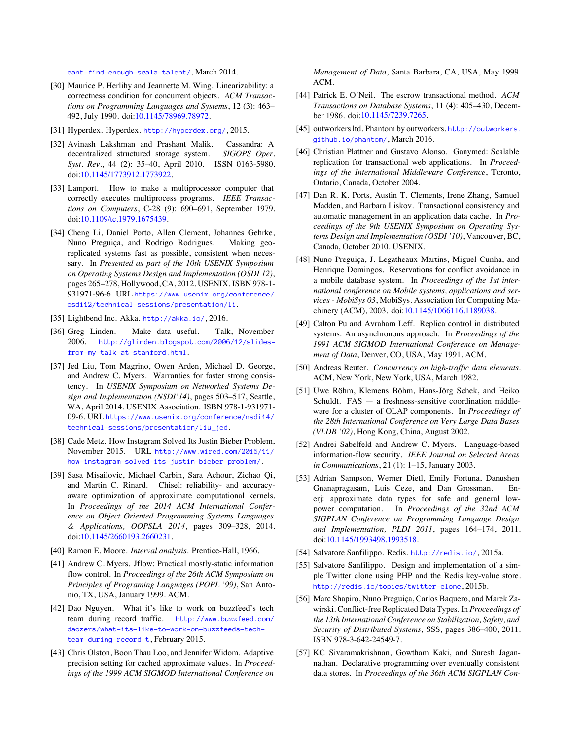cant-find-enough-scala-talent/, March 2014.

[30] Maurice P. Herlihy and Jeannette M. Wing. Linearizability: a correctness condition for concurrent objects. *ACM Transactions on Programming Languages and Systems*, 12 (3): 463–492, July 1990. doi:10.1145/78969.78972.

[31] Hyperdex. Hyperdex. http://hyperdex.org/, 2015.

[32] Avinash Lakshman and Prashant Malik. Cassandra: A decentralized structured storage system. *SIGOPS Oper. Syst. Rev.*, 44 (2): 35–40, April 2010. ISSN 0163-5980. doi:10.1145/1773912.1773922.

[33] Lamport. How to make a multiprocessor computer that correctly executes multiprocess programs. *IEEE Transactions on Computers*, C-28 (9): 690–691, September 1979. doi:10.1109/tc.1979.1675439.

[34] Cheng Li, Daniel Porto, Allen Clement, Johannes Gehrke, Nuno Preguiça, and Rodrigo Rodrigues. Making geo-replicated systems fast as possible, consistent when necessary. In *Presented as part of the 10th USENIX Symposium on Operating Systems Design and Implementation (OSDI 12)*, pages 265–278, Hollywood, CA, 2012. USENIX. ISBN 978-1-931971-96-6. URL https://www.usenix.org/conference/osdi12/technical-sessions/presentation/li.

[35] Lightbend Inc. Akka. http://akka.io/, 2016.

[36] Greg Linden. Make data useful. Talk, November 2006. http://glinden.blogspot.com/2006/12/slides-from-my-talk-at-stanford.html.

[37] Jed Liu, Tom Magrino, Owen Arden, Michael D. George, and Andrew C. Myers. Warranties for faster strong consistency. In *USENIX Symposium on Networked Systems Design and Implementation (NSDI'14)*, pages 503–517, Seattle, WA, April 2014. USENIX Association. ISBN 978-1-931971-09-6. URL https://www.usenix.org/conference/nsdi14/technical-sessions/presentation/liu_jed.

[38] Cade Metz. How Instagram Solved Its Justin Bieber Problem, November 2015. URL http://www.wired.com/2015/11/how-instagram-solved-its-justin-bieber-problem/.

[39] Sasa Misailovic, Michael Carbin, Sara Achour, Zichao Qi, and Martin C. Rinard. Chisel: reliability- and accuracy-aware optimization of approximate computational kernels. In *Proceedings of the 2014 ACM International Conference on Object Oriented Programming Systems Languages & Applications, OOPSLA 2014*, pages 309–328, 2014. doi:10.1145/2660193.2660231.

[40] Ramon E. Moore. *Interval analysis*. Prentice-Hall, 1966.

[41] Andrew C. Myers. Jflow: Practical mostly-static information flow control. In *Proceedings of the 26th ACM Symposium on Principles of Programing Languages (POPL '99)*, San Antonio, TX, USA, January 1999. ACM.

[42] Dao Nguyen. What it's like to work on buzzfeed's tech team during record traffic. http://www.buzzfeed.com/daozers/what-its-like-to-work-on-buzzfeeds-tech-team-during-record-t, February 2015.

[43] Chris Olston, Boon Thau Loo, and Jennifer Widom. Adaptive precision setting for cached approximate values. In *Proceedings of the 1999 ACM SIGMOD International Conference on Management of Data*, Santa Barbara, CA, USA, May 1999. ACM.

[44] Patrick E. O'Neil. The escrow transactional method. *ACM Transactions on Database Systems*, 11 (4): 405–430, December 1986. doi:10.1145/7239.7265.

[45] outworkers ltd. Phantom by outworkers. http://outworkers.github.io/phantom/, March 2016.

[46] Christian Plattner and Gustavo Alonso. Ganymed: Scalable replication for transactional web applications. In *Proceedings of the International Middleware Conference*, Toronto, Ontario, Canada, October 2004.

[47] Dan R. K. Ports, Austin T. Clements, Irene Zhang, Samuel Madden, and Barbara Liskov. Transactional consistency and automatic management in an application data cache. In *Proceedings of the 9th USENIX Symposium on Operating Systems Design and Implementation (OSDI '10)*, Vancouver, BC, Canada, October 2010. USENIX.

[48] Nuno Preguiça, J. Legatheaux Martins, Miguel Cunha, and Henrique Domingos. Reservations for conflict avoidance in a mobile database system. In *Proceedings of the 1st international conference on Mobile systems, applications and services - MobiSys 03*, MobiSys. Association for Computing Machinery (ACM), 2003. doi:10.1145/1066116.1189038.

[49] Calton Pu and Avraham Leff. Replica control in distributed systems: An asynchronous approach. In *Proceedings of the 1991 ACM SIGMOD International Conference on Management of Data*, Denver, CO, USA, May 1991. ACM.

[50] Andreas Reuter. *Concurrency on high-traffic data elements*. ACM, New York, New York, USA, March 1982.

[51] Uwe Röhm, Klemens Böhm, Hans-Jörg Schek, and Heiko Schuldt. FAS — a freshness-sensitive coordination middleware for a cluster of OLAP components. In *Proceedings of the 28th International Conference on Very Large Data Bases (VLDB '02)*, Hong Kong, China, August 2002.

[52] Andrei Sabelfeld and Andrew C. Myers. Language-based information-flow security. *IEEE Journal on Selected Areas in Communications*, 21 (1): 1–15, January 2003.

[53] Adrian Sampson, Werner Dietl, Emily Fortuna, Danushen Gnanapragasam, Luis Ceze, and Dan Grossman. Enerj: approximate data types for safe and general low-power computation. In *Proceedings of the 32nd ACM SIGPLAN Conference on Programming Language Design and Implementation, PLDI 2011*, pages 164–174, 2011. doi:10.1145/1993498.1993518.

[54] Salvatore Sanfilippo. Redis. http://redis.io/, 2015a.

[55] Salvatore Sanfilippo. Design and implementation of a simple Twitter clone using PHP and the Redis key-value store. http://redis.io/topics/twitter-clone, 2015b.

[56] Marc Shapiro, Nuno Preguiça, Carlos Baquero, and Marek Zawirski. Conflict-free Replicated Data Types. In *Proceedings of the 13th International Conference on Stabilization, Safety, and Security of Distributed Systems*, SSS, pages 386–400, 2011. ISBN 978-3-642-24549-7.

[57] KC Sivaramakrishnan, Gowtham Kaki, and Suresh Jagannathan. Declarative programming over eventually consistent data stores. In *Proceedings of the 36th ACM SIGPLAN Con-*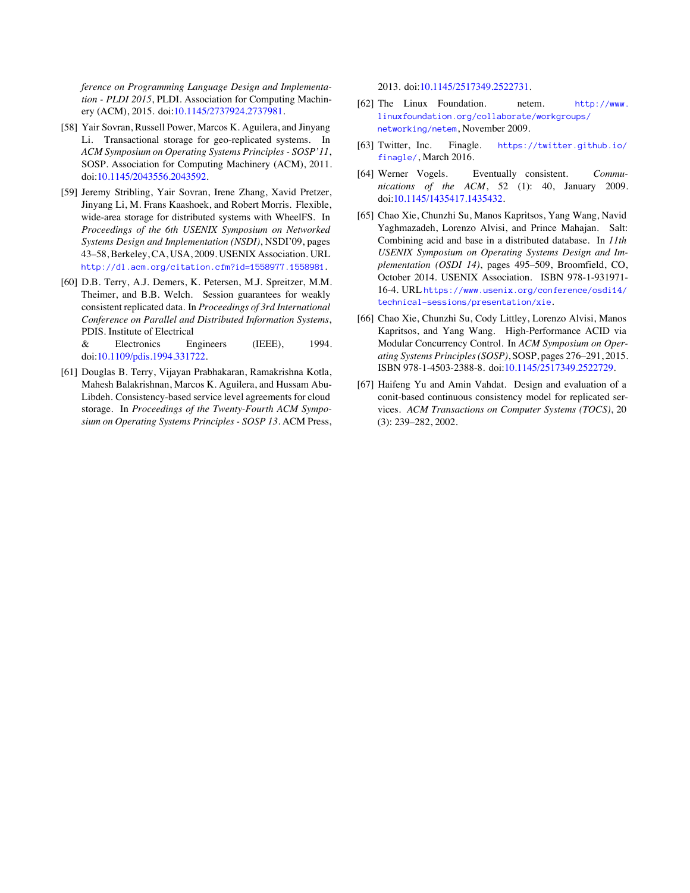*ference on Programming Language Design and Implementation - PLDI 2015*, PLDI. Association for Computing Machinery (ACM), 2015. doi:10.1145/2737924.2737981.

[58] Yair Sovran, Russell Power, Marcos K. Aguilera, and Jinyang Li. Transactional storage for geo-replicated systems. In *ACM Symposium on Operating Systems Principles - SOSP'11*, SOSP. Association for Computing Machinery (ACM), 2011. doi:10.1145/2043556.2043592.

[59] Jeremy Stribling, Yair Sovran, Irene Zhang, Xavid Pretzer, Jinyang Li, M. Frans Kaashoek, and Robert Morris. Flexible, wide-area storage for distributed systems with WheelFS. In *Proceedings of the 6th USENIX Symposium on Networked Systems Design and Implementation (NSDI)*, NSDI'09, pages 43–58, Berkeley, CA, USA, 2009. USENIX Association. URL http://dl.acm.org/citation.cfm?id=1558977.1558981.

[60] D.B. Terry, A.J. Demers, K. Petersen, M.J. Spreitzer, M.M. Theimer, and B.B. Welch. Session guarantees for weakly consistent replicated data. In *Proceedings of 3rd International Conference on Parallel and Distributed Information Systems*, PDIS. Institute of Electrical & Electronics Engineers (IEEE), 1994. doi:10.1109/pdis.1994.331722.

[61] Douglas B. Terry, Vijayan Prabhakaran, Ramakrishna Kotla, Mahesh Balakrishnan, Marcos K. Aguilera, and Hussam Abu-Libdeh. Consistency-based service level agreements for cloud storage. In *Proceedings of the Twenty-Fourth ACM Symposium on Operating Systems Principles - SOSP 13*. ACM Press, 2013. doi:10.1145/2517349.2522731.

[62] The Linux Foundation. netem. http://www.linuxfoundation.org/collaborate/workgroups/networking/netem, November 2009.

[63] Twitter, Inc. Finagle. https://twitter.github.io/finagle/, March 2016.

[64] Werner Vogels. Eventually consistent. *Communications of the ACM*, 52 (1): 40, January 2009. doi:10.1145/1435417.1435432.

[65] Chao Xie, Chunzhi Su, Manos Kapritsos, Yang Wang, Navid Yaghmazadeh, Lorenzo Alvisi, and Prince Mahajan. Salt: Combining acid and base in a distributed database. In *11th USENIX Symposium on Operating Systems Design and Implementation (OSDI 14)*, pages 495–509, Broomfield, CO, October 2014. USENIX Association. ISBN 978-1-931971-16-4. URL https://www.usenix.org/conference/osdi14/technical-sessions/presentation/xie.

[66] Chao Xie, Chunzhi Su, Cody Littley, Lorenzo Alvisi, Manos Kapritsos, and Yang Wang. High-Performance ACID via Modular Concurrency Control. In *ACM Symposium on Operating Systems Principles (SOSP)*, SOSP, pages 276–291, 2015. ISBN 978-1-4503-2388-8. doi:10.1145/2517349.2522729.

[67] Haifeng Yu and Amin Vahdat. Design and evaluation of a conit-based continuous consistency model for replicated services. *ACM Transactions on Computer Systems (TOCS)*, 20 (3): 239–282, 2002.